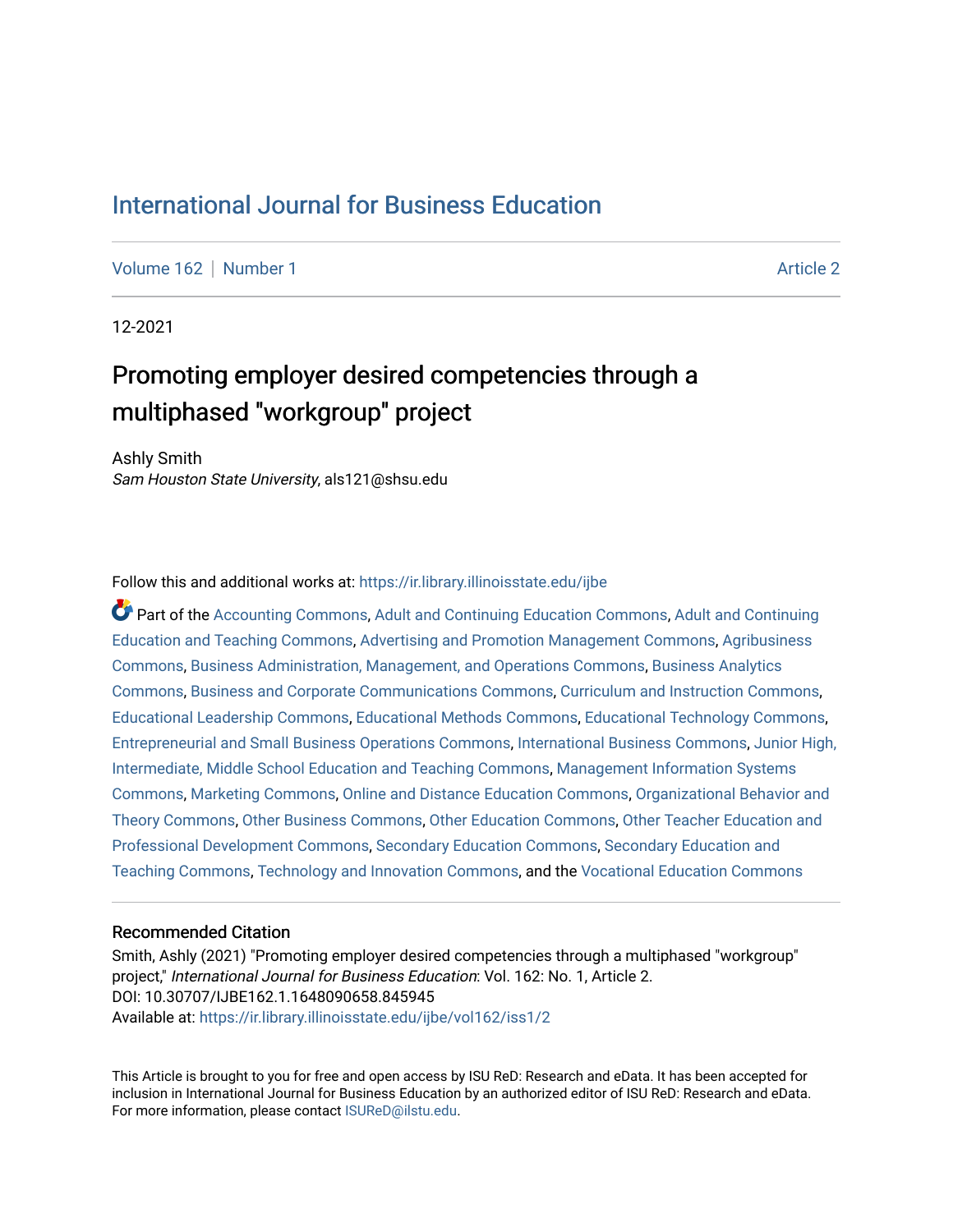# International Journal for Business Education

Volume 162 | Number 1 Article 2

12-2021

## Promoting employer desired competencies through a multiphased "workgroup" project

Ashly Smith
*Sam Houston State University*, als121@shsu.edu

Follow this and additional works at: https://ir.library.illinoisstate.edu/ijbe

Part of the Accounting Commons, Adult and Continuing Education Commons, Adult and Continuing Education and Teaching Commons, Advertising and Promotion Management Commons, Agribusiness Commons, Business Administration, Management, and Operations Commons, Business Analytics Commons, Business and Corporate Communications Commons, Curriculum and Instruction Commons, Educational Leadership Commons, Educational Methods Commons, Educational Technology Commons, Entrepreneurial and Small Business Operations Commons, International Business Commons, Junior High, Intermediate, Middle School Education and Teaching Commons, Management Information Systems Commons, Marketing Commons, Online and Distance Education Commons, Organizational Behavior and Theory Commons, Other Business Commons, Other Education Commons, Other Teacher Education and Professional Development Commons, Secondary Education Commons, Secondary Education and Teaching Commons, Technology and Innovation Commons, and the Vocational Education Commons

### Recommended Citation

Smith, Ashly (2021) "Promoting employer desired competencies through a multiphased "workgroup" project," *International Journal for Business Education*: Vol. 162: No. 1, Article 2.
DOI: 10.30707/IJBE162.1.1648090658.845945
Available at: https://ir.library.illinoisstate.edu/ijbe/vol162/iss1/2

This Article is brought to you for free and open access by ISU ReD: Research and eData. It has been accepted for inclusion in International Journal for Business Education by an authorized editor of ISU ReD: Research and eData. For more information, please contact ISUReD@ilstu.edu.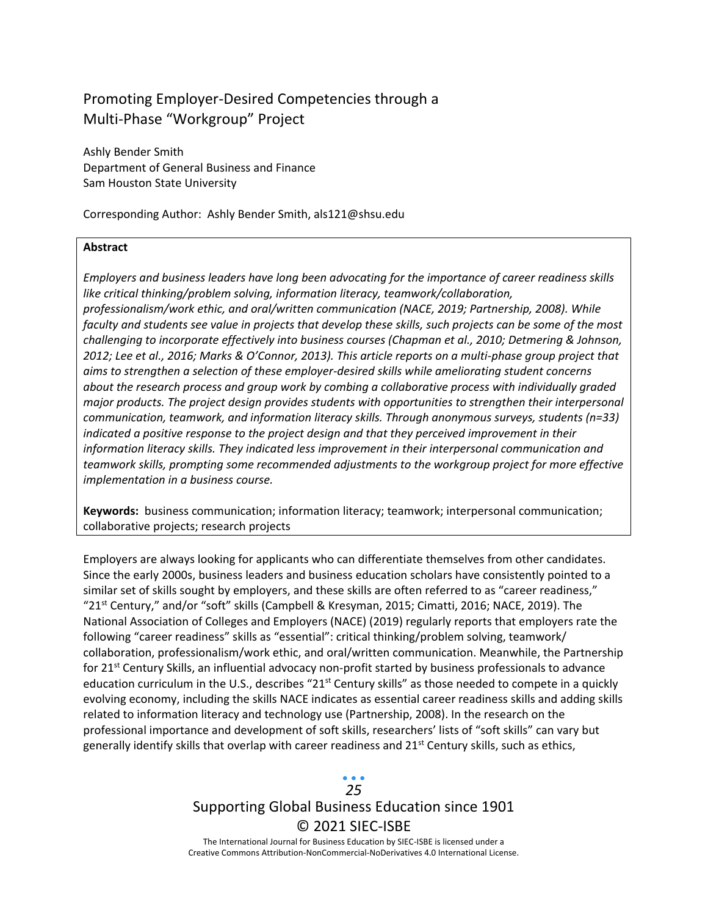# Promoting Employer-Desired Competencies through a Multi-Phase "Workgroup" Project

Ashly Bender Smith
Department of General Business and Finance
Sam Houston State University

Corresponding Author: Ashly Bender Smith, als121@shsu.edu

**Abstract**

*Employers and business leaders have long been advocating for the importance of career readiness skills like critical thinking/problem solving, information literacy, teamwork/collaboration, professionalism/work ethic, and oral/written communication (NACE, 2019; Partnership, 2008). While faculty and students see value in projects that develop these skills, such projects can be some of the most challenging to incorporate effectively into business courses (Chapman et al., 2010; Detmering & Johnson, 2012; Lee et al., 2016; Marks & O'Connor, 2013). This article reports on a multi-phase group project that aims to strengthen a selection of these employer-desired skills while ameliorating student concerns about the research process and group work by combing a collaborative process with individually graded major products. The project design provides students with opportunities to strengthen their interpersonal communication, teamwork, and information literacy skills. Through anonymous surveys, students (n=33) indicated a positive response to the project design and that they perceived improvement in their information literacy skills. They indicated less improvement in their interpersonal communication and teamwork skills, prompting some recommended adjustments to the workgroup project for more effective implementation in a business course.*

**Keywords:** business communication; information literacy; teamwork; interpersonal communication; collaborative projects; research projects

Employers are always looking for applicants who can differentiate themselves from other candidates. Since the early 2000s, business leaders and business education scholars have consistently pointed to a similar set of skills sought by employers, and these skills are often referred to as "career readiness," "21st Century," and/or "soft" skills (Campbell & Kresyman, 2015; Cimatti, 2016; NACE, 2019). The National Association of Colleges and Employers (NACE) (2019) regularly reports that employers rate the following "career readiness" skills as "essential": critical thinking/problem solving, teamwork/ collaboration, professionalism/work ethic, and oral/written communication. Meanwhile, the Partnership for 21st Century Skills, an influential advocacy non-profit started by business professionals to advance education curriculum in the U.S., describes "21st Century skills" as those needed to compete in a quickly evolving economy, including the skills NACE indicates as essential career readiness skills and adding skills related to information literacy and technology use (Partnership, 2008). In the research on the professional importance and development of soft skills, researchers' lists of "soft skills" can vary but generally identify skills that overlap with career readiness and 21st Century skills, such as ethics,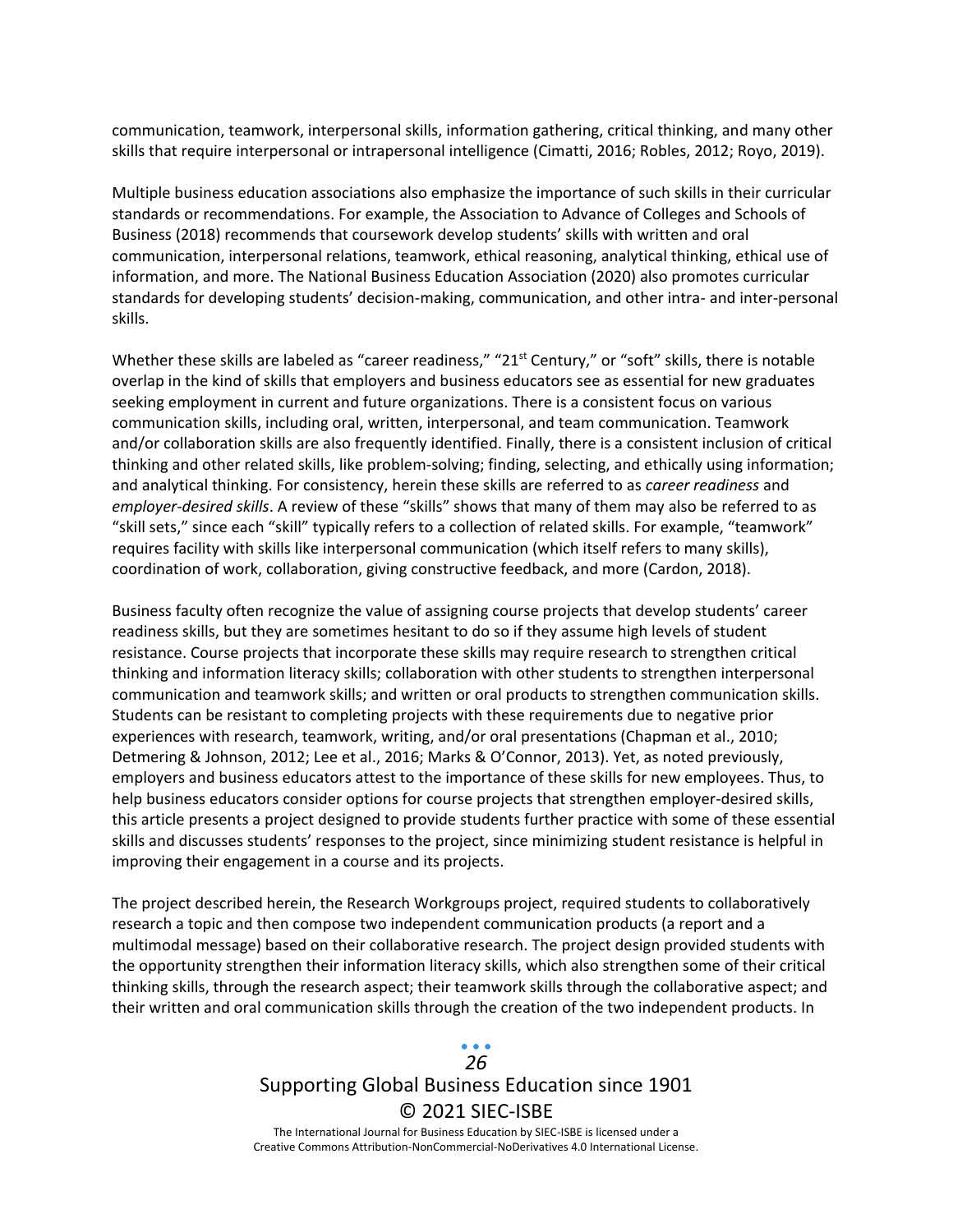communication, teamwork, interpersonal skills, information gathering, critical thinking, and many other skills that require interpersonal or intrapersonal intelligence (Cimatti, 2016; Robles, 2012; Royo, 2019).

Multiple business education associations also emphasize the importance of such skills in their curricular standards or recommendations. For example, the Association to Advance of Colleges and Schools of Business (2018) recommends that coursework develop students' skills with written and oral communication, interpersonal relations, teamwork, ethical reasoning, analytical thinking, ethical use of information, and more. The National Business Education Association (2020) also promotes curricular standards for developing students' decision-making, communication, and other intra- and inter-personal skills.

Whether these skills are labeled as "career readiness," "21st Century," or "soft" skills, there is notable overlap in the kind of skills that employers and business educators see as essential for new graduates seeking employment in current and future organizations. There is a consistent focus on various communication skills, including oral, written, interpersonal, and team communication. Teamwork and/or collaboration skills are also frequently identified. Finally, there is a consistent inclusion of critical thinking and other related skills, like problem-solving; finding, selecting, and ethically using information; and analytical thinking. For consistency, herein these skills are referred to as *career readiness* and *employer-desired skills*. A review of these "skills" shows that many of them may also be referred to as "skill sets," since each "skill" typically refers to a collection of related skills. For example, "teamwork" requires facility with skills like interpersonal communication (which itself refers to many skills), coordination of work, collaboration, giving constructive feedback, and more (Cardon, 2018).

Business faculty often recognize the value of assigning course projects that develop students' career readiness skills, but they are sometimes hesitant to do so if they assume high levels of student resistance. Course projects that incorporate these skills may require research to strengthen critical thinking and information literacy skills; collaboration with other students to strengthen interpersonal communication and teamwork skills; and written or oral products to strengthen communication skills. Students can be resistant to completing projects with these requirements due to negative prior experiences with research, teamwork, writing, and/or oral presentations (Chapman et al., 2010; Detmering & Johnson, 2012; Lee et al., 2016; Marks & O'Connor, 2013). Yet, as noted previously, employers and business educators attest to the importance of these skills for new employees. Thus, to help business educators consider options for course projects that strengthen employer-desired skills, this article presents a project designed to provide students further practice with some of these essential skills and discusses students' responses to the project, since minimizing student resistance is helpful in improving their engagement in a course and its projects.

The project described herein, the Research Workgroups project, required students to collaboratively research a topic and then compose two independent communication products (a report and a multimodal message) based on their collaborative research. The project design provided students with the opportunity strengthen their information literacy skills, which also strengthen some of their critical thinking skills, through the research aspect; their teamwork skills through the collaborative aspect; and their written and oral communication skills through the creation of the two independent products. In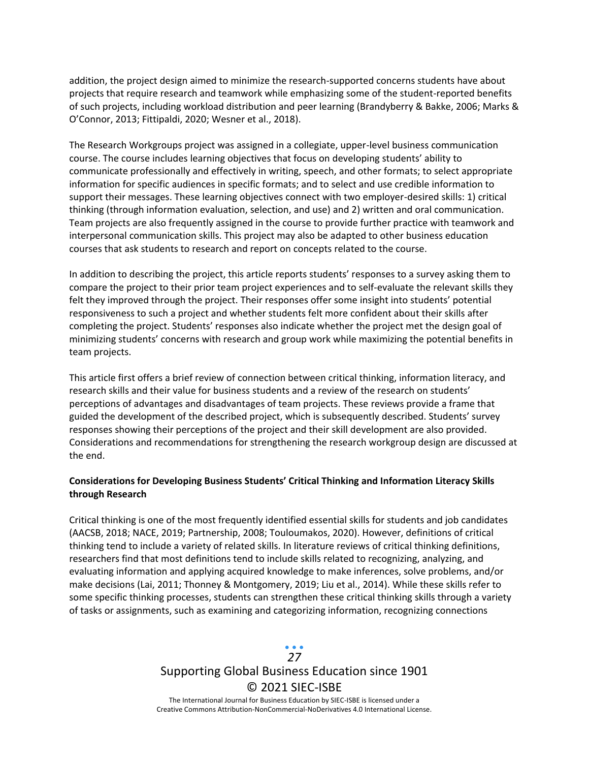addition, the project design aimed to minimize the research-supported concerns students have about projects that require research and teamwork while emphasizing some of the student-reported benefits of such projects, including workload distribution and peer learning (Brandyberry & Bakke, 2006; Marks & O'Connor, 2013; Fittipaldi, 2020; Wesner et al., 2018).

The Research Workgroups project was assigned in a collegiate, upper-level business communication course. The course includes learning objectives that focus on developing students' ability to communicate professionally and effectively in writing, speech, and other formats; to select appropriate information for specific audiences in specific formats; and to select and use credible information to support their messages. These learning objectives connect with two employer-desired skills: 1) critical thinking (through information evaluation, selection, and use) and 2) written and oral communication. Team projects are also frequently assigned in the course to provide further practice with teamwork and interpersonal communication skills. This project may also be adapted to other business education courses that ask students to research and report on concepts related to the course.

In addition to describing the project, this article reports students' responses to a survey asking them to compare the project to their prior team project experiences and to self-evaluate the relevant skills they felt they improved through the project. Their responses offer some insight into students' potential responsiveness to such a project and whether students felt more confident about their skills after completing the project. Students' responses also indicate whether the project met the design goal of minimizing students' concerns with research and group work while maximizing the potential benefits in team projects.

This article first offers a brief review of connection between critical thinking, information literacy, and research skills and their value for business students and a review of the research on students' perceptions of advantages and disadvantages of team projects. These reviews provide a frame that guided the development of the described project, which is subsequently described. Students' survey responses showing their perceptions of the project and their skill development are also provided. Considerations and recommendations for strengthening the research workgroup design are discussed at the end.

**Considerations for Developing Business Students' Critical Thinking and Information Literacy Skills through Research**

Critical thinking is one of the most frequently identified essential skills for students and job candidates (AACSB, 2018; NACE, 2019; Partnership, 2008; Touloumakos, 2020). However, definitions of critical thinking tend to include a variety of related skills. In literature reviews of critical thinking definitions, researchers find that most definitions tend to include skills related to recognizing, analyzing, and evaluating information and applying acquired knowledge to make inferences, solve problems, and/or make decisions (Lai, 2011; Thonney & Montgomery, 2019; Liu et al., 2014). While these skills refer to some specific thinking processes, students can strengthen these critical thinking skills through a variety of tasks or assignments, such as examining and categorizing information, recognizing connections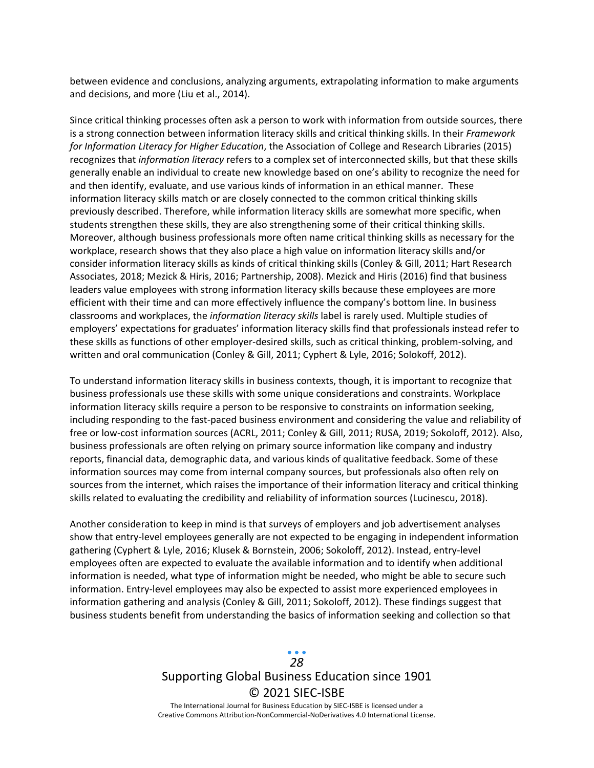between evidence and conclusions, analyzing arguments, extrapolating information to make arguments and decisions, and more (Liu et al., 2014).

Since critical thinking processes often ask a person to work with information from outside sources, there is a strong connection between information literacy skills and critical thinking skills. In their *Framework for Information Literacy for Higher Education*, the Association of College and Research Libraries (2015) recognizes that *information literacy* refers to a complex set of interconnected skills, but that these skills generally enable an individual to create new knowledge based on one's ability to recognize the need for and then identify, evaluate, and use various kinds of information in an ethical manner. These information literacy skills match or are closely connected to the common critical thinking skills previously described. Therefore, while information literacy skills are somewhat more specific, when students strengthen these skills, they are also strengthening some of their critical thinking skills. Moreover, although business professionals more often name critical thinking skills as necessary for the workplace, research shows that they also place a high value on information literacy skills and/or consider information literacy skills as kinds of critical thinking skills (Conley & Gill, 2011; Hart Research Associates, 2018; Mezick & Hiris, 2016; Partnership, 2008). Mezick and Hiris (2016) find that business leaders value employees with strong information literacy skills because these employees are more efficient with their time and can more effectively influence the company's bottom line. In business classrooms and workplaces, the *information literacy skills* label is rarely used. Multiple studies of employers' expectations for graduates' information literacy skills find that professionals instead refer to these skills as functions of other employer-desired skills, such as critical thinking, problem-solving, and written and oral communication (Conley & Gill, 2011; Cyphert & Lyle, 2016; Solokoff, 2012).

To understand information literacy skills in business contexts, though, it is important to recognize that business professionals use these skills with some unique considerations and constraints. Workplace information literacy skills require a person to be responsive to constraints on information seeking, including responding to the fast-paced business environment and considering the value and reliability of free or low-cost information sources (ACRL, 2011; Conley & Gill, 2011; RUSA, 2019; Sokoloff, 2012). Also, business professionals are often relying on primary source information like company and industry reports, financial data, demographic data, and various kinds of qualitative feedback. Some of these information sources may come from internal company sources, but professionals also often rely on sources from the internet, which raises the importance of their information literacy and critical thinking skills related to evaluating the credibility and reliability of information sources (Lucinescu, 2018).

Another consideration to keep in mind is that surveys of employers and job advertisement analyses show that entry-level employees generally are not expected to be engaging in independent information gathering (Cyphert & Lyle, 2016; Klusek & Bornstein, 2006; Sokoloff, 2012). Instead, entry-level employees often are expected to evaluate the available information and to identify when additional information is needed, what type of information might be needed, who might be able to secure such information. Entry-level employees may also be expected to assist more experienced employees in information gathering and analysis (Conley & Gill, 2011; Sokoloff, 2012). These findings suggest that business students benefit from understanding the basics of information seeking and collection so that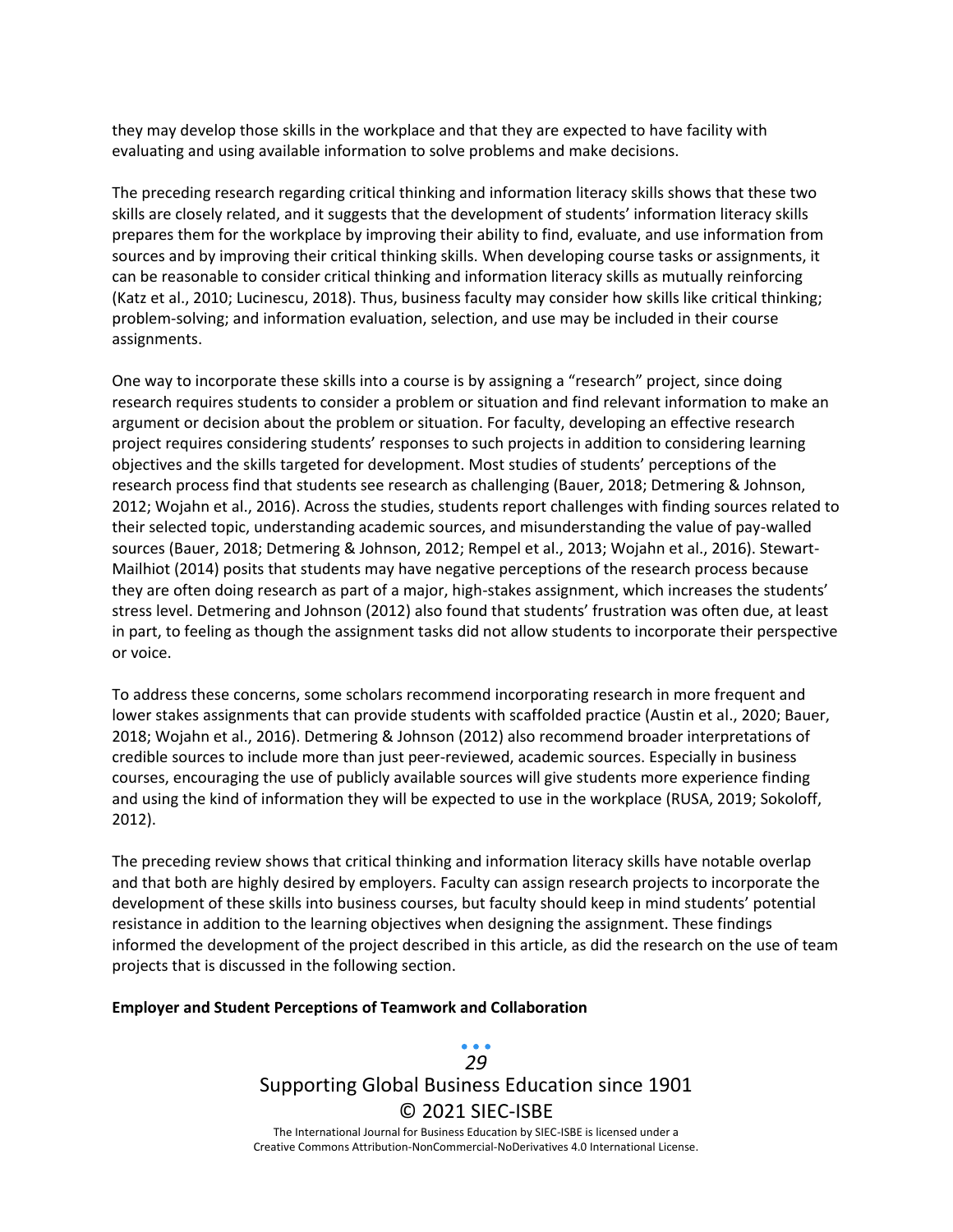they may develop those skills in the workplace and that they are expected to have facility with evaluating and using available information to solve problems and make decisions.

The preceding research regarding critical thinking and information literacy skills shows that these two skills are closely related, and it suggests that the development of students' information literacy skills prepares them for the workplace by improving their ability to find, evaluate, and use information from sources and by improving their critical thinking skills. When developing course tasks or assignments, it can be reasonable to consider critical thinking and information literacy skills as mutually reinforcing (Katz et al., 2010; Lucinescu, 2018). Thus, business faculty may consider how skills like critical thinking; problem-solving; and information evaluation, selection, and use may be included in their course assignments.

One way to incorporate these skills into a course is by assigning a "research" project, since doing research requires students to consider a problem or situation and find relevant information to make an argument or decision about the problem or situation. For faculty, developing an effective research project requires considering students' responses to such projects in addition to considering learning objectives and the skills targeted for development. Most studies of students' perceptions of the research process find that students see research as challenging (Bauer, 2018; Detmering & Johnson, 2012; Wojahn et al., 2016). Across the studies, students report challenges with finding sources related to their selected topic, understanding academic sources, and misunderstanding the value of pay-walled sources (Bauer, 2018; Detmering & Johnson, 2012; Rempel et al., 2013; Wojahn et al., 2016). Stewart-Mailhiot (2014) posits that students may have negative perceptions of the research process because they are often doing research as part of a major, high-stakes assignment, which increases the students' stress level. Detmering and Johnson (2012) also found that students' frustration was often due, at least in part, to feeling as though the assignment tasks did not allow students to incorporate their perspective or voice.

To address these concerns, some scholars recommend incorporating research in more frequent and lower stakes assignments that can provide students with scaffolded practice (Austin et al., 2020; Bauer, 2018; Wojahn et al., 2016). Detmering & Johnson (2012) also recommend broader interpretations of credible sources to include more than just peer-reviewed, academic sources. Especially in business courses, encouraging the use of publicly available sources will give students more experience finding and using the kind of information they will be expected to use in the workplace (RUSA, 2019; Sokoloff, 2012).

The preceding review shows that critical thinking and information literacy skills have notable overlap and that both are highly desired by employers. Faculty can assign research projects to incorporate the development of these skills into business courses, but faculty should keep in mind students' potential resistance in addition to the learning objectives when designing the assignment. These findings informed the development of the project described in this article, as did the research on the use of team projects that is discussed in the following section.

**Employer and Student Perceptions of Teamwork and Collaboration**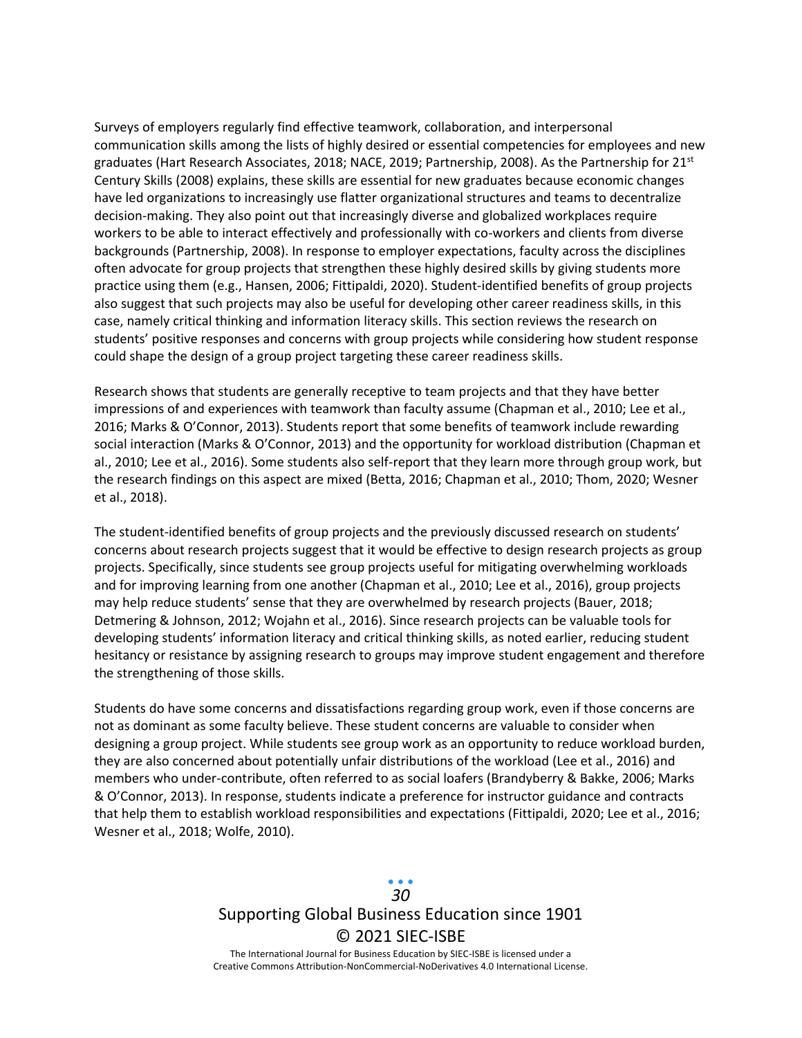Surveys of employers regularly find effective teamwork, collaboration, and interpersonal communication skills among the lists of highly desired or essential competencies for employees and new graduates (Hart Research Associates, 2018; NACE, 2019; Partnership, 2008). As the Partnership for 21st Century Skills (2008) explains, these skills are essential for new graduates because economic changes have led organizations to increasingly use flatter organizational structures and teams to decentralize decision-making. They also point out that increasingly diverse and globalized workplaces require workers to be able to interact effectively and professionally with co-workers and clients from diverse backgrounds (Partnership, 2008). In response to employer expectations, faculty across the disciplines often advocate for group projects that strengthen these highly desired skills by giving students more practice using them (e.g., Hansen, 2006; Fittipaldi, 2020). Student-identified benefits of group projects also suggest that such projects may also be useful for developing other career readiness skills, in this case, namely critical thinking and information literacy skills. This section reviews the research on students' positive responses and concerns with group projects while considering how student response could shape the design of a group project targeting these career readiness skills.

Research shows that students are generally receptive to team projects and that they have better impressions of and experiences with teamwork than faculty assume (Chapman et al., 2010; Lee et al., 2016; Marks & O'Connor, 2013). Students report that some benefits of teamwork include rewarding social interaction (Marks & O'Connor, 2013) and the opportunity for workload distribution (Chapman et al., 2010; Lee et al., 2016). Some students also self-report that they learn more through group work, but the research findings on this aspect are mixed (Betta, 2016; Chapman et al., 2010; Thom, 2020; Wesner et al., 2018).

The student-identified benefits of group projects and the previously discussed research on students' concerns about research projects suggest that it would be effective to design research projects as group projects. Specifically, since students see group projects useful for mitigating overwhelming workloads and for improving learning from one another (Chapman et al., 2010; Lee et al., 2016), group projects may help reduce students' sense that they are overwhelmed by research projects (Bauer, 2018; Detmering & Johnson, 2012; Wojahn et al., 2016). Since research projects can be valuable tools for developing students' information literacy and critical thinking skills, as noted earlier, reducing student hesitancy or resistance by assigning research to groups may improve student engagement and therefore the strengthening of those skills.

Students do have some concerns and dissatisfactions regarding group work, even if those concerns are not as dominant as some faculty believe. These student concerns are valuable to consider when designing a group project. While students see group work as an opportunity to reduce workload burden, they are also concerned about potentially unfair distributions of the workload (Lee et al., 2016) and members who under-contribute, often referred to as social loafers (Brandyberry & Bakke, 2006; Marks & O'Connor, 2013). In response, students indicate a preference for instructor guidance and contracts that help them to establish workload responsibilities and expectations (Fittipaldi, 2020; Lee et al., 2016; Wesner et al., 2018; Wolfe, 2010).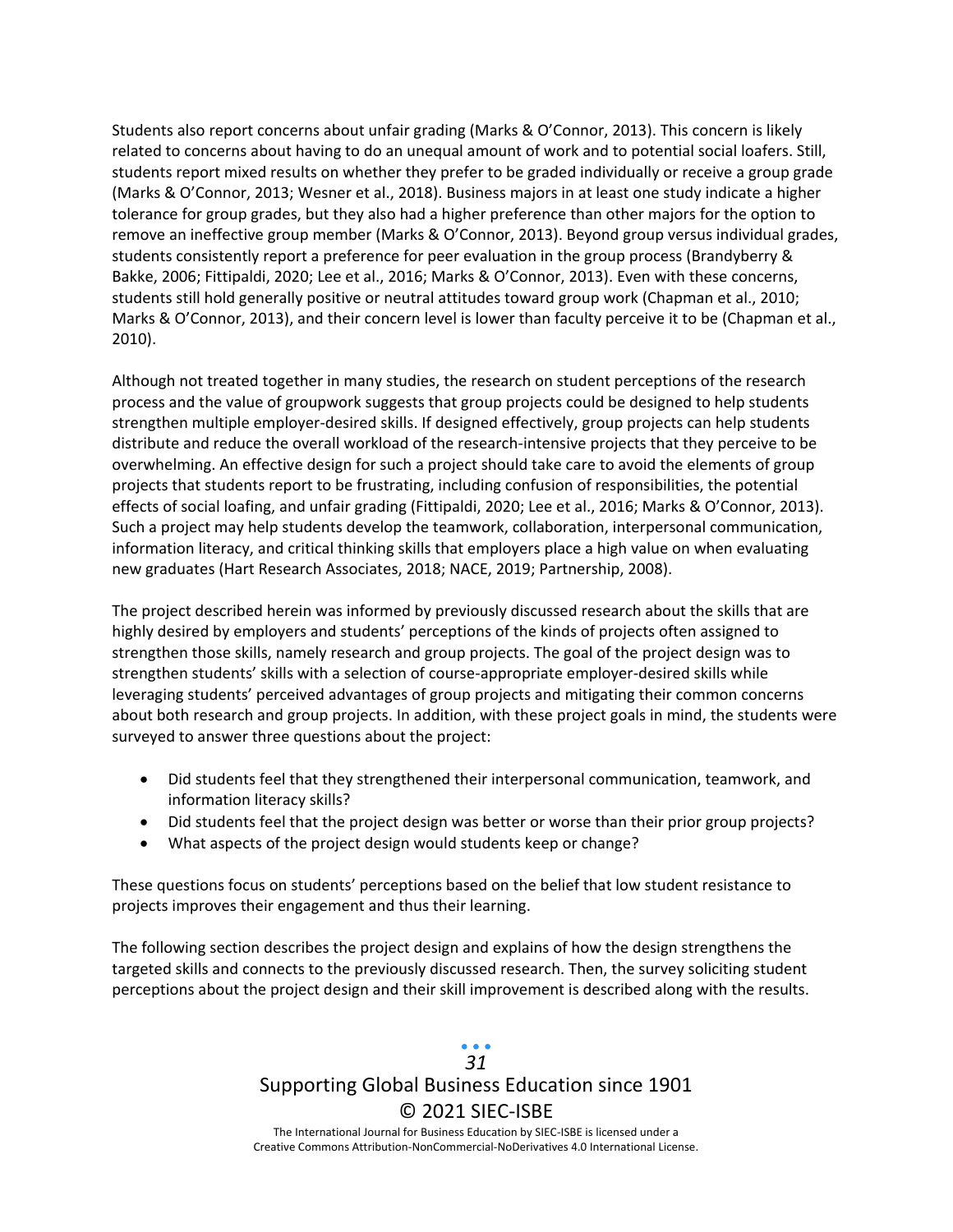Students also report concerns about unfair grading (Marks & O'Connor, 2013). This concern is likely related to concerns about having to do an unequal amount of work and to potential social loafers. Still, students report mixed results on whether they prefer to be graded individually or receive a group grade (Marks & O'Connor, 2013; Wesner et al., 2018). Business majors in at least one study indicate a higher tolerance for group grades, but they also had a higher preference than other majors for the option to remove an ineffective group member (Marks & O'Connor, 2013). Beyond group versus individual grades, students consistently report a preference for peer evaluation in the group process (Brandyberry & Bakke, 2006; Fittipaldi, 2020; Lee et al., 2016; Marks & O'Connor, 2013). Even with these concerns, students still hold generally positive or neutral attitudes toward group work (Chapman et al., 2010; Marks & O'Connor, 2013), and their concern level is lower than faculty perceive it to be (Chapman et al., 2010).

Although not treated together in many studies, the research on student perceptions of the research process and the value of groupwork suggests that group projects could be designed to help students strengthen multiple employer-desired skills. If designed effectively, group projects can help students distribute and reduce the overall workload of the research-intensive projects that they perceive to be overwhelming. An effective design for such a project should take care to avoid the elements of group projects that students report to be frustrating, including confusion of responsibilities, the potential effects of social loafing, and unfair grading (Fittipaldi, 2020; Lee et al., 2016; Marks & O'Connor, 2013). Such a project may help students develop the teamwork, collaboration, interpersonal communication, information literacy, and critical thinking skills that employers place a high value on when evaluating new graduates (Hart Research Associates, 2018; NACE, 2019; Partnership, 2008).

The project described herein was informed by previously discussed research about the skills that are highly desired by employers and students' perceptions of the kinds of projects often assigned to strengthen those skills, namely research and group projects. The goal of the project design was to strengthen students' skills with a selection of course-appropriate employer-desired skills while leveraging students' perceived advantages of group projects and mitigating their common concerns about both research and group projects. In addition, with these project goals in mind, the students were surveyed to answer three questions about the project:

- Did students feel that they strengthened their interpersonal communication, teamwork, and information literacy skills?
- Did students feel that the project design was better or worse than their prior group projects?
- What aspects of the project design would students keep or change?

These questions focus on students' perceptions based on the belief that low student resistance to projects improves their engagement and thus their learning.

The following section describes the project design and explains of how the design strengthens the targeted skills and connects to the previously discussed research. Then, the survey soliciting student perceptions about the project design and their skill improvement is described along with the results.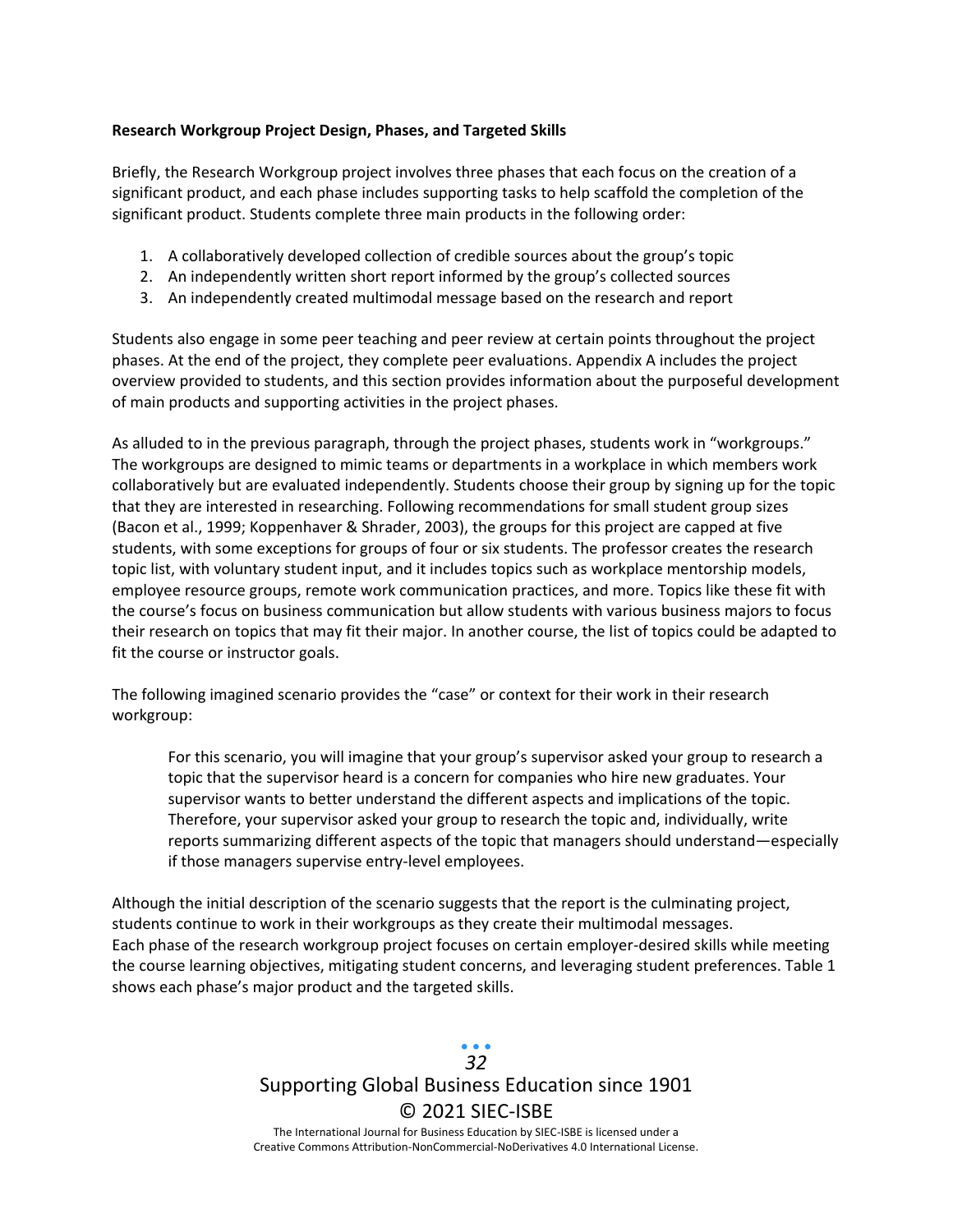**Research Workgroup Project Design, Phases, and Targeted Skills**

Briefly, the Research Workgroup project involves three phases that each focus on the creation of a significant product, and each phase includes supporting tasks to help scaffold the completion of the significant product. Students complete three main products in the following order:

1. A collaboratively developed collection of credible sources about the group's topic
2. An independently written short report informed by the group's collected sources
3. An independently created multimodal message based on the research and report

Students also engage in some peer teaching and peer review at certain points throughout the project phases. At the end of the project, they complete peer evaluations. Appendix A includes the project overview provided to students, and this section provides information about the purposeful development of main products and supporting activities in the project phases.

As alluded to in the previous paragraph, through the project phases, students work in "workgroups." The workgroups are designed to mimic teams or departments in a workplace in which members work collaboratively but are evaluated independently. Students choose their group by signing up for the topic that they are interested in researching. Following recommendations for small student group sizes (Bacon et al., 1999; Koppenhaver & Shrader, 2003), the groups for this project are capped at five students, with some exceptions for groups of four or six students. The professor creates the research topic list, with voluntary student input, and it includes topics such as workplace mentorship models, employee resource groups, remote work communication practices, and more. Topics like these fit with the course's focus on business communication but allow students with various business majors to focus their research on topics that may fit their major. In another course, the list of topics could be adapted to fit the course or instructor goals.

The following imagined scenario provides the "case" or context for their work in their research workgroup:

> For this scenario, you will imagine that your group's supervisor asked your group to research a topic that the supervisor heard is a concern for companies who hire new graduates. Your supervisor wants to better understand the different aspects and implications of the topic. Therefore, your supervisor asked your group to research the topic and, individually, write reports summarizing different aspects of the topic that managers should understand—especially if those managers supervise entry-level employees.

Although the initial description of the scenario suggests that the report is the culminating project, students continue to work in their workgroups as they create their multimodal messages.
Each phase of the research workgroup project focuses on certain employer-desired skills while meeting the course learning objectives, mitigating student concerns, and leveraging student preferences. Table 1 shows each phase's major product and the targeted skills.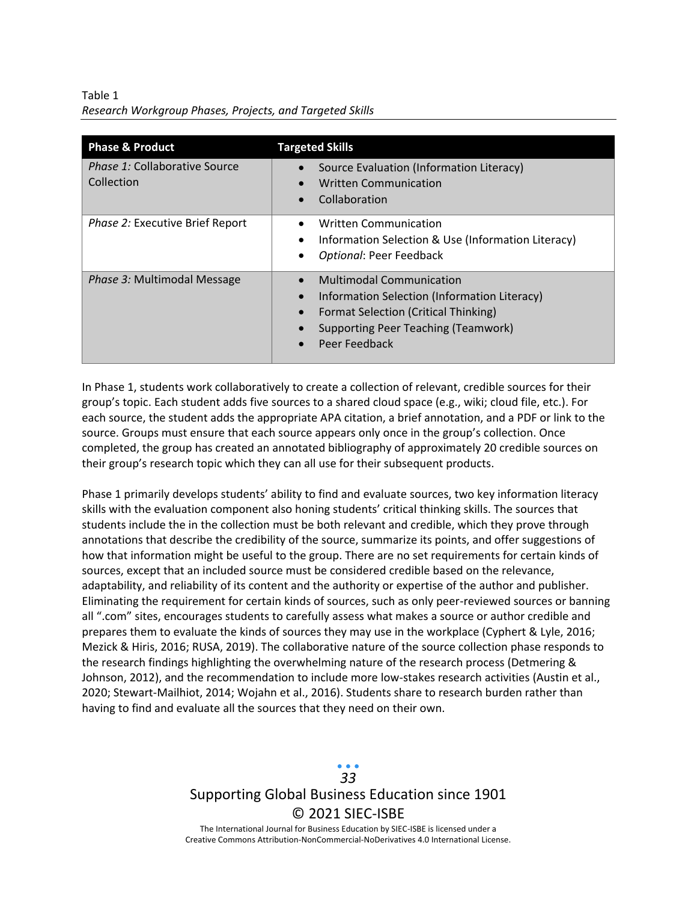Table 1

*Research Workgroup Phases, Projects, and Targeted Skills*

| Phase & Product | Targeted Skills |
| --- | --- |
| *Phase 1:* Collaborative Source Collection | • Source Evaluation (Information Literacy)<br>• Written Communication<br>• Collaboration |
| *Phase 2:* Executive Brief Report | • Written Communication<br>• Information Selection & Use (Information Literacy)<br>• *Optional*: Peer Feedback |
| *Phase 3:* Multimodal Message | • Multimodal Communication<br>• Information Selection (Information Literacy)<br>• Format Selection (Critical Thinking)<br>• Supporting Peer Teaching (Teamwork)<br>• Peer Feedback |

In Phase 1, students work collaboratively to create a collection of relevant, credible sources for their group's topic. Each student adds five sources to a shared cloud space (e.g., wiki; cloud file, etc.). For each source, the student adds the appropriate APA citation, a brief annotation, and a PDF or link to the source. Groups must ensure that each source appears only once in the group's collection. Once completed, the group has created an annotated bibliography of approximately 20 credible sources on their group's research topic which they can all use for their subsequent products.

Phase 1 primarily develops students' ability to find and evaluate sources, two key information literacy skills with the evaluation component also honing students' critical thinking skills. The sources that students include the in the collection must be both relevant and credible, which they prove through annotations that describe the credibility of the source, summarize its points, and offer suggestions of how that information might be useful to the group. There are no set requirements for certain kinds of sources, except that an included source must be considered credible based on the relevance, adaptability, and reliability of its content and the authority or expertise of the author and publisher. Eliminating the requirement for certain kinds of sources, such as only peer-reviewed sources or banning all ".com" sites, encourages students to carefully assess what makes a source or author credible and prepares them to evaluate the kinds of sources they may use in the workplace (Cyphert & Lyle, 2016; Mezick & Hiris, 2016; RUSA, 2019). The collaborative nature of the source collection phase responds to the research findings highlighting the overwhelming nature of the research process (Detmering & Johnson, 2012), and the recommendation to include more low-stakes research activities (Austin et al., 2020; Stewart-Mailhiot, 2014; Wojahn et al., 2016). Students share to research burden rather than having to find and evaluate all the sources that they need on their own.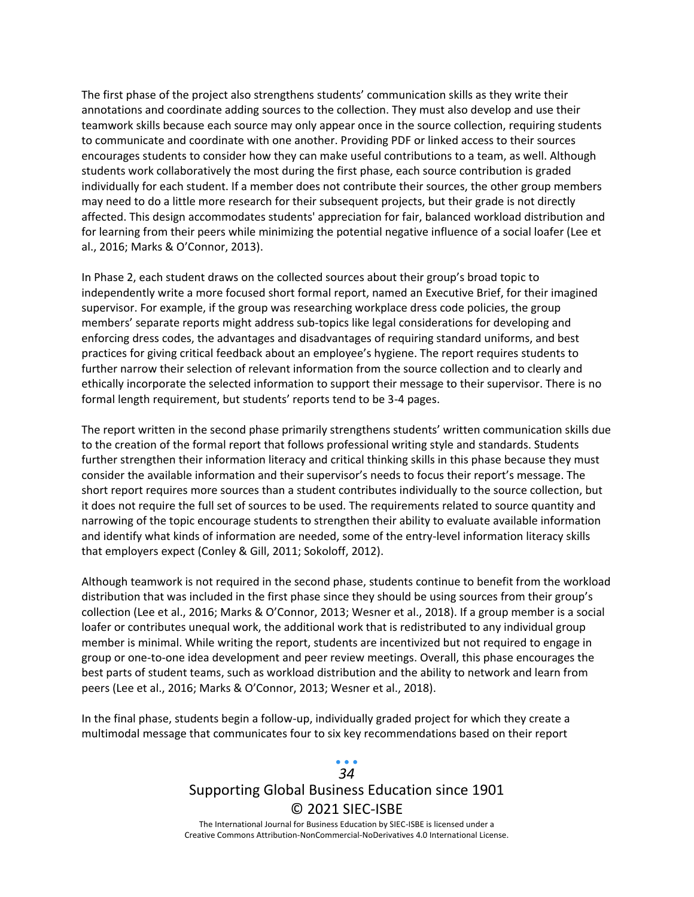The first phase of the project also strengthens students' communication skills as they write their annotations and coordinate adding sources to the collection. They must also develop and use their teamwork skills because each source may only appear once in the source collection, requiring students to communicate and coordinate with one another. Providing PDF or linked access to their sources encourages students to consider how they can make useful contributions to a team, as well. Although students work collaboratively the most during the first phase, each source contribution is graded individually for each student. If a member does not contribute their sources, the other group members may need to do a little more research for their subsequent projects, but their grade is not directly affected. This design accommodates students' appreciation for fair, balanced workload distribution and for learning from their peers while minimizing the potential negative influence of a social loafer (Lee et al., 2016; Marks & O'Connor, 2013).

In Phase 2, each student draws on the collected sources about their group's broad topic to independently write a more focused short formal report, named an Executive Brief, for their imagined supervisor. For example, if the group was researching workplace dress code policies, the group members' separate reports might address sub-topics like legal considerations for developing and enforcing dress codes, the advantages and disadvantages of requiring standard uniforms, and best practices for giving critical feedback about an employee's hygiene. The report requires students to further narrow their selection of relevant information from the source collection and to clearly and ethically incorporate the selected information to support their message to their supervisor. There is no formal length requirement, but students' reports tend to be 3-4 pages.

The report written in the second phase primarily strengthens students' written communication skills due to the creation of the formal report that follows professional writing style and standards. Students further strengthen their information literacy and critical thinking skills in this phase because they must consider the available information and their supervisor's needs to focus their report's message. The short report requires more sources than a student contributes individually to the source collection, but it does not require the full set of sources to be used. The requirements related to source quantity and narrowing of the topic encourage students to strengthen their ability to evaluate available information and identify what kinds of information are needed, some of the entry-level information literacy skills that employers expect (Conley & Gill, 2011; Sokoloff, 2012).

Although teamwork is not required in the second phase, students continue to benefit from the workload distribution that was included in the first phase since they should be using sources from their group's collection (Lee et al., 2016; Marks & O'Connor, 2013; Wesner et al., 2018). If a group member is a social loafer or contributes unequal work, the additional work that is redistributed to any individual group member is minimal. While writing the report, students are incentivized but not required to engage in group or one-to-one idea development and peer review meetings. Overall, this phase encourages the best parts of student teams, such as workload distribution and the ability to network and learn from peers (Lee et al., 2016; Marks & O'Connor, 2013; Wesner et al., 2018).

In the final phase, students begin a follow-up, individually graded project for which they create a multimodal message that communicates four to six key recommendations based on their report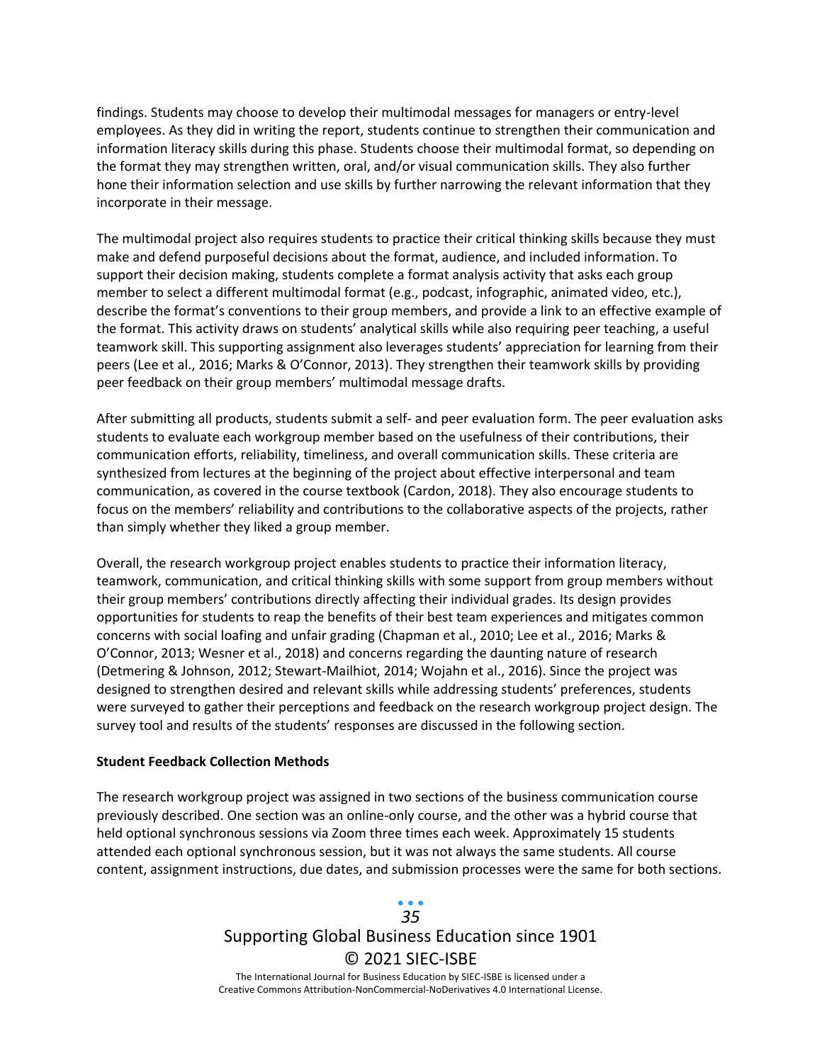findings. Students may choose to develop their multimodal messages for managers or entry-level employees. As they did in writing the report, students continue to strengthen their communication and information literacy skills during this phase. Students choose their multimodal format, so depending on the format they may strengthen written, oral, and/or visual communication skills. They also further hone their information selection and use skills by further narrowing the relevant information that they incorporate in their message.

The multimodal project also requires students to practice their critical thinking skills because they must make and defend purposeful decisions about the format, audience, and included information. To support their decision making, students complete a format analysis activity that asks each group member to select a different multimodal format (e.g., podcast, infographic, animated video, etc.), describe the format's conventions to their group members, and provide a link to an effective example of the format. This activity draws on students' analytical skills while also requiring peer teaching, a useful teamwork skill. This supporting assignment also leverages students' appreciation for learning from their peers (Lee et al., 2016; Marks & O'Connor, 2013). They strengthen their teamwork skills by providing peer feedback on their group members' multimodal message drafts.

After submitting all products, students submit a self- and peer evaluation form. The peer evaluation asks students to evaluate each workgroup member based on the usefulness of their contributions, their communication efforts, reliability, timeliness, and overall communication skills. These criteria are synthesized from lectures at the beginning of the project about effective interpersonal and team communication, as covered in the course textbook (Cardon, 2018). They also encourage students to focus on the members' reliability and contributions to the collaborative aspects of the projects, rather than simply whether they liked a group member.

Overall, the research workgroup project enables students to practice their information literacy, teamwork, communication, and critical thinking skills with some support from group members without their group members' contributions directly affecting their individual grades. Its design provides opportunities for students to reap the benefits of their best team experiences and mitigates common concerns with social loafing and unfair grading (Chapman et al., 2010; Lee et al., 2016; Marks & O'Connor, 2013; Wesner et al., 2018) and concerns regarding the daunting nature of research (Detmering & Johnson, 2012; Stewart-Mailhiot, 2014; Wojahn et al., 2016). Since the project was designed to strengthen desired and relevant skills while addressing students' preferences, students were surveyed to gather their perceptions and feedback on the research workgroup project design. The survey tool and results of the students' responses are discussed in the following section.

**Student Feedback Collection Methods**

The research workgroup project was assigned in two sections of the business communication course previously described. One section was an online-only course, and the other was a hybrid course that held optional synchronous sessions via Zoom three times each week. Approximately 15 students attended each optional synchronous session, but it was not always the same students. All course content, assignment instructions, due dates, and submission processes were the same for both sections.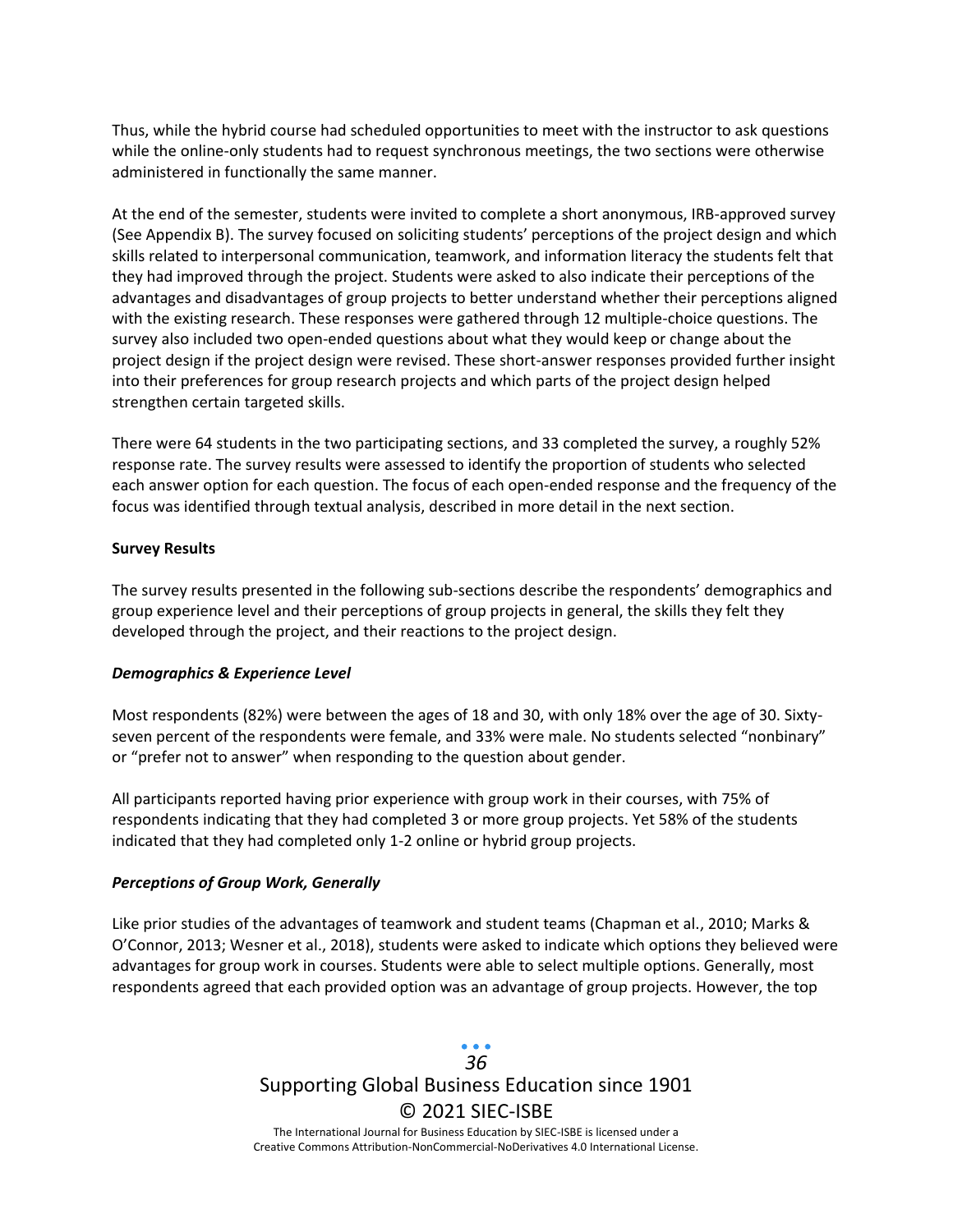Thus, while the hybrid course had scheduled opportunities to meet with the instructor to ask questions while the online-only students had to request synchronous meetings, the two sections were otherwise administered in functionally the same manner.

At the end of the semester, students were invited to complete a short anonymous, IRB-approved survey (See Appendix B). The survey focused on soliciting students' perceptions of the project design and which skills related to interpersonal communication, teamwork, and information literacy the students felt that they had improved through the project. Students were asked to also indicate their perceptions of the advantages and disadvantages of group projects to better understand whether their perceptions aligned with the existing research. These responses were gathered through 12 multiple-choice questions. The survey also included two open-ended questions about what they would keep or change about the project design if the project design were revised. These short-answer responses provided further insight into their preferences for group research projects and which parts of the project design helped strengthen certain targeted skills.

There were 64 students in the two participating sections, and 33 completed the survey, a roughly 52% response rate. The survey results were assessed to identify the proportion of students who selected each answer option for each question. The focus of each open-ended response and the frequency of the focus was identified through textual analysis, described in more detail in the next section.

**Survey Results**

The survey results presented in the following sub-sections describe the respondents' demographics and group experience level and their perceptions of group projects in general, the skills they felt they developed through the project, and their reactions to the project design.

***Demographics & Experience Level***

Most respondents (82%) were between the ages of 18 and 30, with only 18% over the age of 30. Sixty-seven percent of the respondents were female, and 33% were male. No students selected "nonbinary" or "prefer not to answer" when responding to the question about gender.

All participants reported having prior experience with group work in their courses, with 75% of respondents indicating that they had completed 3 or more group projects. Yet 58% of the students indicated that they had completed only 1-2 online or hybrid group projects.

***Perceptions of Group Work, Generally***

Like prior studies of the advantages of teamwork and student teams (Chapman et al., 2010; Marks & O'Connor, 2013; Wesner et al., 2018), students were asked to indicate which options they believed were advantages for group work in courses. Students were able to select multiple options. Generally, most respondents agreed that each provided option was an advantage of group projects. However, the top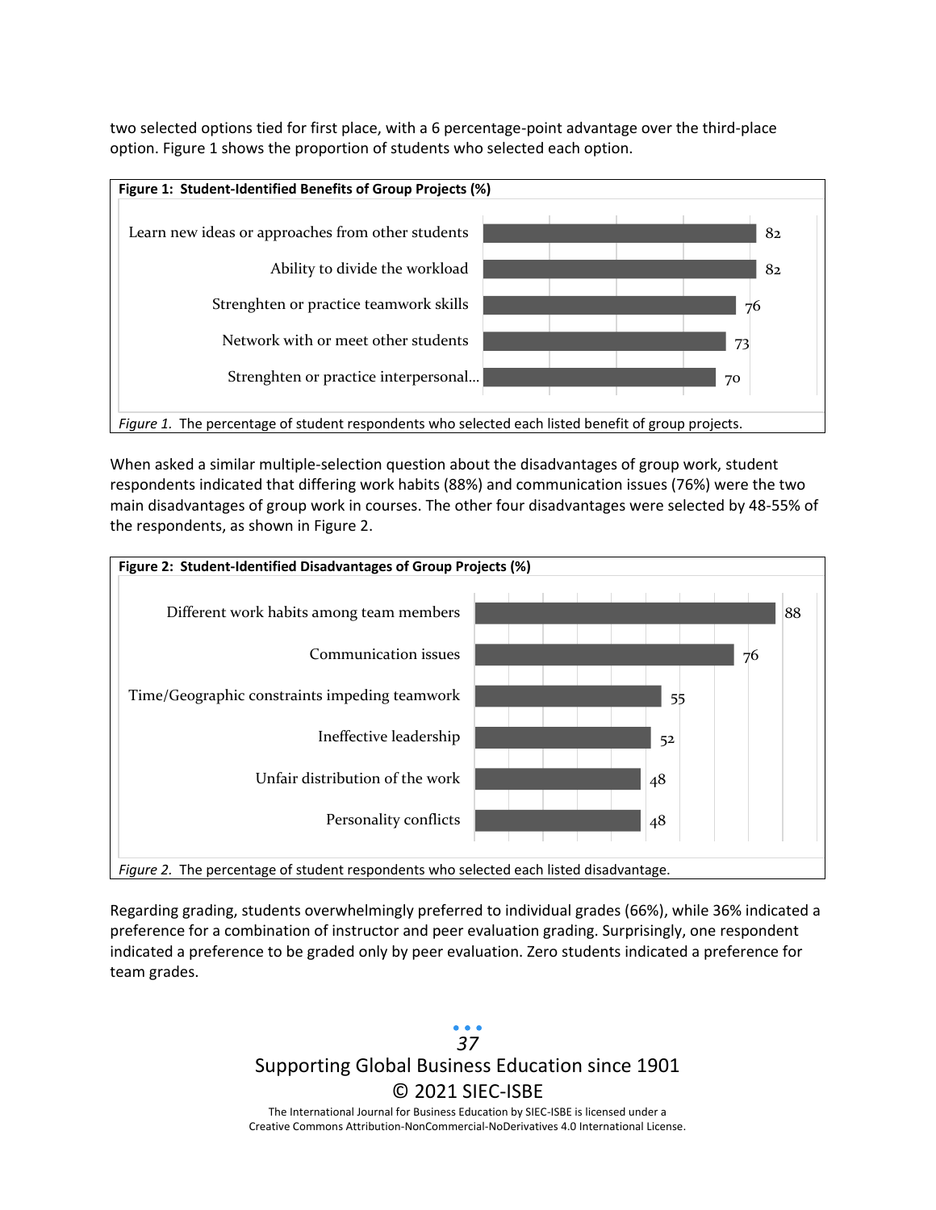two selected options tied for first place, with a 6 percentage-point advantage over the third-place option. Figure 1 shows the proportion of students who selected each option.

**Figure 1: Student-Identified Benefits of Group Projects (%)**

| Benefit | % |
| --- | --- |
| Learn new ideas or approaches from other students | 82 |
| Ability to divide the workload | 82 |
| Strenghten or practice teamwork skills | 76 |
| Network with or meet other students | 73 |
| Strenghten or practice interpersonal... | 70 |

*Figure 1.* The percentage of student respondents who selected each listed benefit of group projects.

When asked a similar multiple-selection question about the disadvantages of group work, student respondents indicated that differing work habits (88%) and communication issues (76%) were the two main disadvantages of group work in courses. The other four disadvantages were selected by 48-55% of the respondents, as shown in Figure 2.

**Figure 2: Student-Identified Disadvantages of Group Projects (%)**

| Disadvantage | % |
| --- | --- |
| Different work habits among team members | 88 |
| Communication issues | 76 |
| Time/Geographic constraints impeding teamwork | 55 |
| Ineffective leadership | 52 |
| Unfair distribution of the work | 48 |
| Personality conflicts | 48 |

*Figure 2.* The percentage of student respondents who selected each listed disadvantage.

Regarding grading, students overwhelmingly preferred to individual grades (66%), while 36% indicated a preference for a combination of instructor and peer evaluation grading. Surprisingly, one respondent indicated a preference to be graded only by peer evaluation. Zero students indicated a preference for team grades.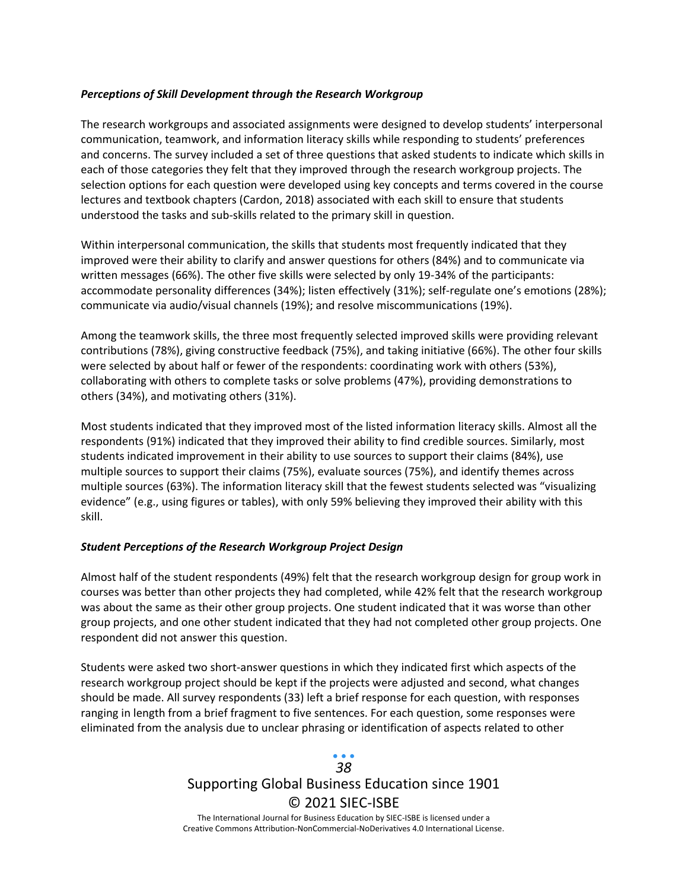### *Perceptions of Skill Development through the Research Workgroup*

The research workgroups and associated assignments were designed to develop students' interpersonal communication, teamwork, and information literacy skills while responding to students' preferences and concerns. The survey included a set of three questions that asked students to indicate which skills in each of those categories they felt that they improved through the research workgroup projects. The selection options for each question were developed using key concepts and terms covered in the course lectures and textbook chapters (Cardon, 2018) associated with each skill to ensure that students understood the tasks and sub-skills related to the primary skill in question.

Within interpersonal communication, the skills that students most frequently indicated that they improved were their ability to clarify and answer questions for others (84%) and to communicate via written messages (66%). The other five skills were selected by only 19-34% of the participants: accommodate personality differences (34%); listen effectively (31%); self-regulate one's emotions (28%); communicate via audio/visual channels (19%); and resolve miscommunications (19%).

Among the teamwork skills, the three most frequently selected improved skills were providing relevant contributions (78%), giving constructive feedback (75%), and taking initiative (66%). The other four skills were selected by about half or fewer of the respondents: coordinating work with others (53%), collaborating with others to complete tasks or solve problems (47%), providing demonstrations to others (34%), and motivating others (31%).

Most students indicated that they improved most of the listed information literacy skills. Almost all the respondents (91%) indicated that they improved their ability to find credible sources. Similarly, most students indicated improvement in their ability to use sources to support their claims (84%), use multiple sources to support their claims (75%), evaluate sources (75%), and identify themes across multiple sources (63%). The information literacy skill that the fewest students selected was "visualizing evidence" (e.g., using figures or tables), with only 59% believing they improved their ability with this skill.

### *Student Perceptions of the Research Workgroup Project Design*

Almost half of the student respondents (49%) felt that the research workgroup design for group work in courses was better than other projects they had completed, while 42% felt that the research workgroup was about the same as their other group projects. One student indicated that it was worse than other group projects, and one other student indicated that they had not completed other group projects. One respondent did not answer this question.

Students were asked two short-answer questions in which they indicated first which aspects of the research workgroup project should be kept if the projects were adjusted and second, what changes should be made. All survey respondents (33) left a brief response for each question, with responses ranging in length from a brief fragment to five sentences. For each question, some responses were eliminated from the analysis due to unclear phrasing or identification of aspects related to other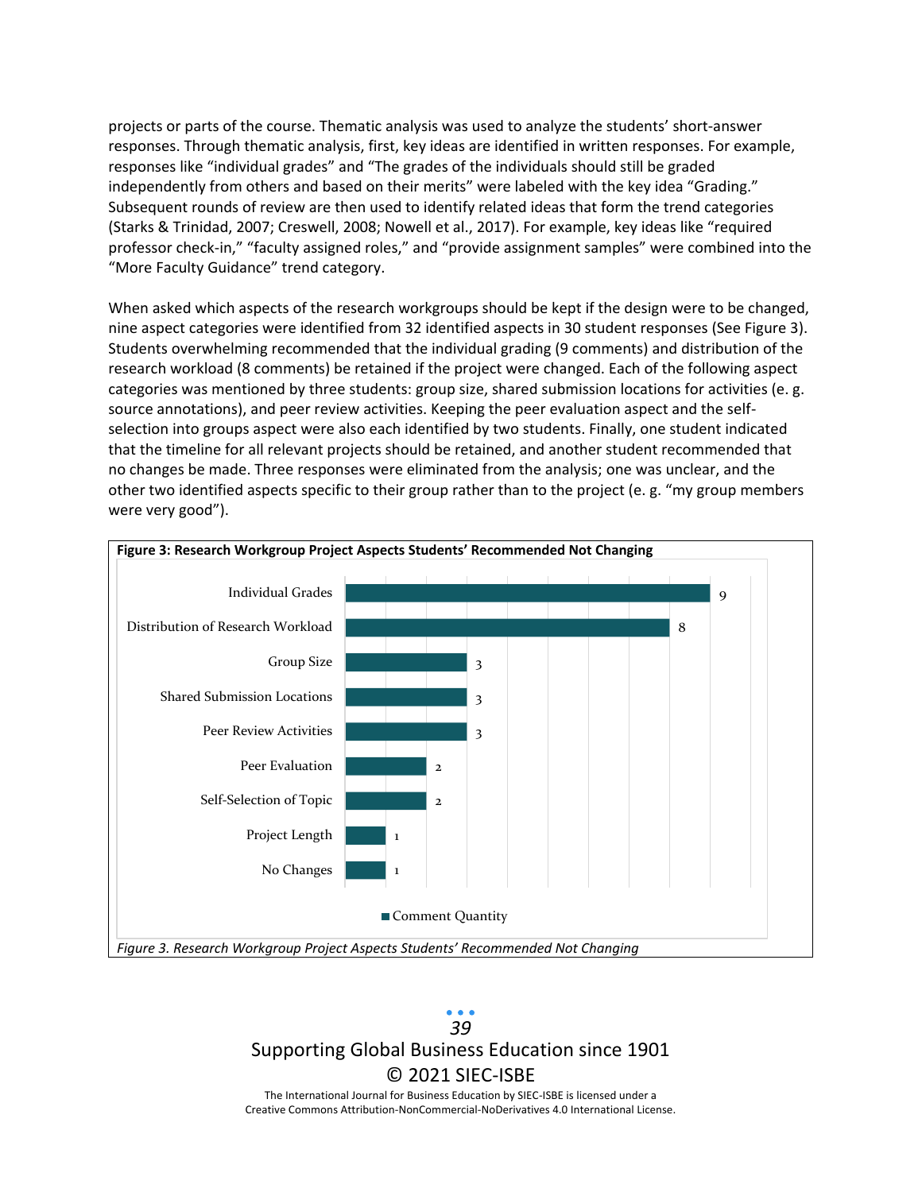projects or parts of the course. Thematic analysis was used to analyze the students' short-answer responses. Through thematic analysis, first, key ideas are identified in written responses. For example, responses like "individual grades" and "The grades of the individuals should still be graded independently from others and based on their merits" were labeled with the key idea "Grading." Subsequent rounds of review are then used to identify related ideas that form the trend categories (Starks & Trinidad, 2007; Creswell, 2008; Nowell et al., 2017). For example, key ideas like "required professor check-in," "faculty assigned roles," and "provide assignment samples" were combined into the "More Faculty Guidance" trend category.

When asked which aspects of the research workgroups should be kept if the design were to be changed, nine aspect categories were identified from 32 identified aspects in 30 student responses (See Figure 3). Students overwhelming recommended that the individual grading (9 comments) and distribution of the research workload (8 comments) be retained if the project were changed. Each of the following aspect categories was mentioned by three students: group size, shared submission locations for activities (e. g. source annotations), and peer review activities. Keeping the peer evaluation aspect and the self-selection into groups aspect were also each identified by two students. Finally, one student indicated that the timeline for all relevant projects should be retained, and another student recommended that no changes be made. Three responses were eliminated from the analysis; one was unclear, and the other two identified aspects specific to their group rather than to the project (e. g. "my group members were very good").

**Figure 3: Research Workgroup Project Aspects Students' Recommended Not Changing**

| Aspect | Comment Quantity |
|---|---|
| Individual Grades | 9 |
| Distribution of Research Workload | 8 |
| Group Size | 3 |
| Shared Submission Locations | 3 |
| Peer Review Activities | 3 |
| Peer Evaluation | 2 |
| Self-Selection of Topic | 2 |
| Project Length | 1 |
| No Changes | 1 |

*Figure 3. Research Workgroup Project Aspects Students' Recommended Not Changing*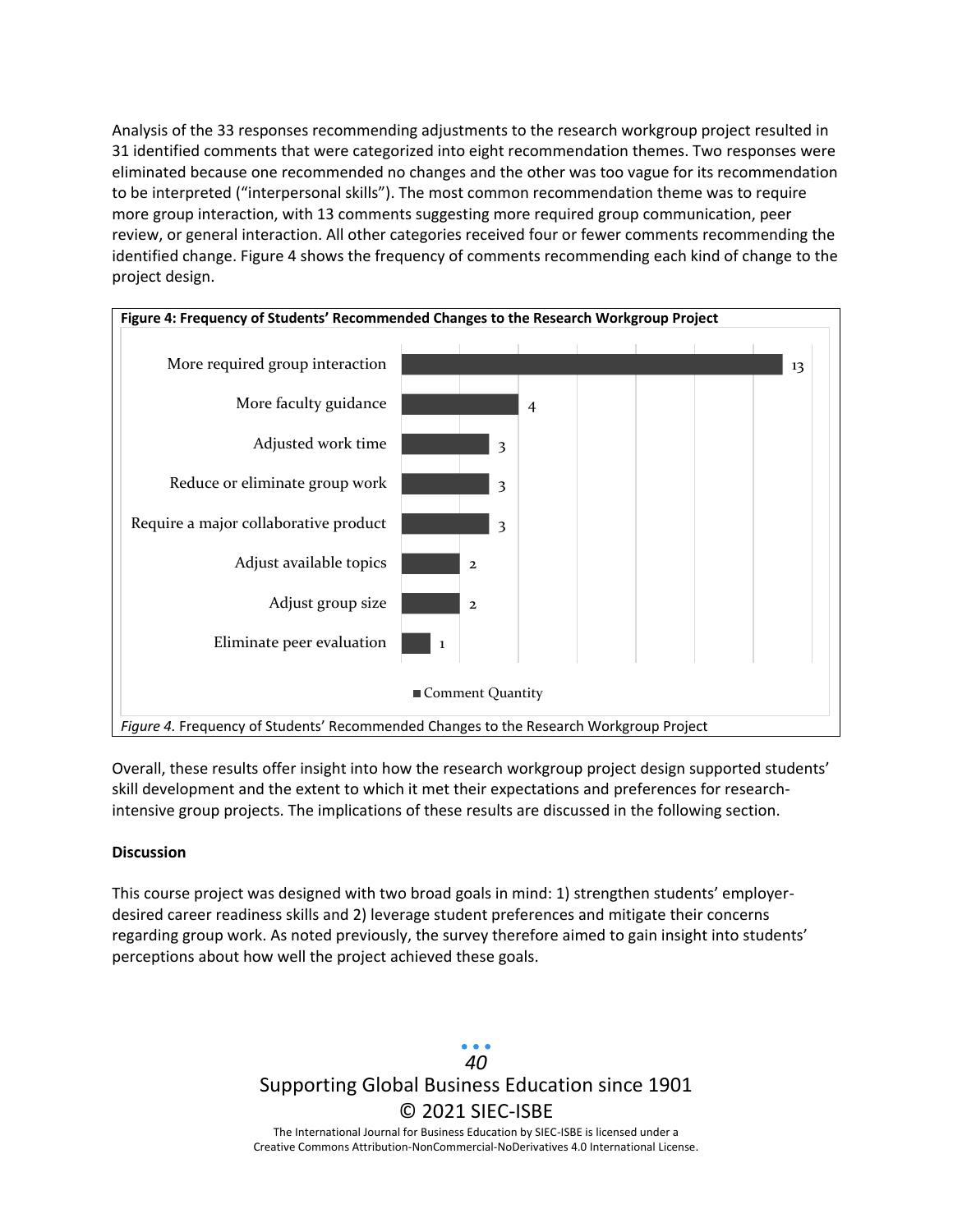Analysis of the 33 responses recommending adjustments to the research workgroup project resulted in 31 identified comments that were categorized into eight recommendation themes. Two responses were eliminated because one recommended no changes and the other was too vague for its recommendation to be interpreted ("interpersonal skills"). The most common recommendation theme was to require more group interaction, with 13 comments suggesting more required group communication, peer review, or general interaction. All other categories received four or fewer comments recommending the identified change. Figure 4 shows the frequency of comments recommending each kind of change to the project design.

**Figure 4: Frequency of Students' Recommended Changes to the Research Workgroup Project**

| Recommended Change | Comment Quantity |
|---|---|
| More required group interaction | 13 |
| More faculty guidance | 4 |
| Adjusted work time | 3 |
| Reduce or eliminate group work | 3 |
| Require a major collaborative product | 3 |
| Adjust available topics | 2 |
| Adjust group size | 2 |
| Eliminate peer evaluation | 1 |

*Figure 4.* Frequency of Students' Recommended Changes to the Research Workgroup Project

Overall, these results offer insight into how the research workgroup project design supported students' skill development and the extent to which it met their expectations and preferences for research-intensive group projects. The implications of these results are discussed in the following section.

**Discussion**

This course project was designed with two broad goals in mind: 1) strengthen students' employer-desired career readiness skills and 2) leverage student preferences and mitigate their concerns regarding group work. As noted previously, the survey therefore aimed to gain insight into students' perceptions about how well the project achieved these goals.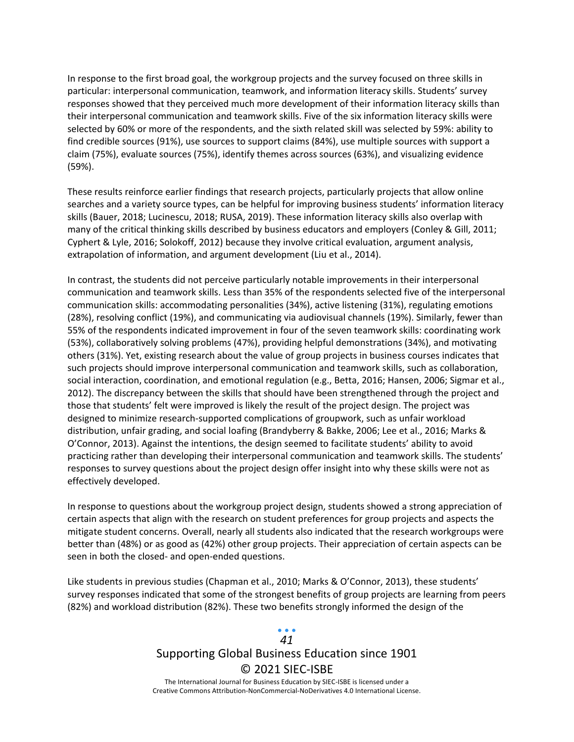In response to the first broad goal, the workgroup projects and the survey focused on three skills in particular: interpersonal communication, teamwork, and information literacy skills. Students' survey responses showed that they perceived much more development of their information literacy skills than their interpersonal communication and teamwork skills. Five of the six information literacy skills were selected by 60% or more of the respondents, and the sixth related skill was selected by 59%: ability to find credible sources (91%), use sources to support claims (84%), use multiple sources with support a claim (75%), evaluate sources (75%), identify themes across sources (63%), and visualizing evidence (59%).

These results reinforce earlier findings that research projects, particularly projects that allow online searches and a variety source types, can be helpful for improving business students' information literacy skills (Bauer, 2018; Lucinescu, 2018; RUSA, 2019). These information literacy skills also overlap with many of the critical thinking skills described by business educators and employers (Conley & Gill, 2011; Cyphert & Lyle, 2016; Solokoff, 2012) because they involve critical evaluation, argument analysis, extrapolation of information, and argument development (Liu et al., 2014).

In contrast, the students did not perceive particularly notable improvements in their interpersonal communication and teamwork skills. Less than 35% of the respondents selected five of the interpersonal communication skills: accommodating personalities (34%), active listening (31%), regulating emotions (28%), resolving conflict (19%), and communicating via audiovisual channels (19%). Similarly, fewer than 55% of the respondents indicated improvement in four of the seven teamwork skills: coordinating work (53%), collaboratively solving problems (47%), providing helpful demonstrations (34%), and motivating others (31%). Yet, existing research about the value of group projects in business courses indicates that such projects should improve interpersonal communication and teamwork skills, such as collaboration, social interaction, coordination, and emotional regulation (e.g., Betta, 2016; Hansen, 2006; Sigmar et al., 2012). The discrepancy between the skills that should have been strengthened through the project and those that students' felt were improved is likely the result of the project design. The project was designed to minimize research-supported complications of groupwork, such as unfair workload distribution, unfair grading, and social loafing (Brandyberry & Bakke, 2006; Lee et al., 2016; Marks & O'Connor, 2013). Against the intentions, the design seemed to facilitate students' ability to avoid practicing rather than developing their interpersonal communication and teamwork skills. The students' responses to survey questions about the project design offer insight into why these skills were not as effectively developed.

In response to questions about the workgroup project design, students showed a strong appreciation of certain aspects that align with the research on student preferences for group projects and aspects the mitigate student concerns. Overall, nearly all students also indicated that the research workgroups were better than (48%) or as good as (42%) other group projects. Their appreciation of certain aspects can be seen in both the closed- and open-ended questions.

Like students in previous studies (Chapman et al., 2010; Marks & O'Connor, 2013), these students' survey responses indicated that some of the strongest benefits of group projects are learning from peers (82%) and workload distribution (82%). These two benefits strongly informed the design of the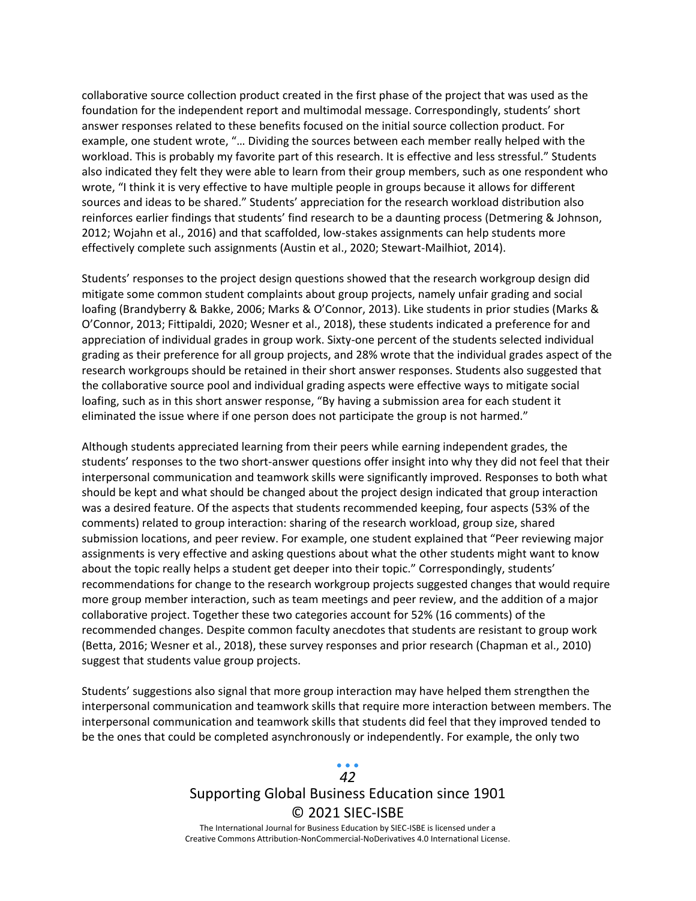collaborative source collection product created in the first phase of the project that was used as the foundation for the independent report and multimodal message. Correspondingly, students' short answer responses related to these benefits focused on the initial source collection product. For example, one student wrote, "… Dividing the sources between each member really helped with the workload. This is probably my favorite part of this research. It is effective and less stressful." Students also indicated they felt they were able to learn from their group members, such as one respondent who wrote, "I think it is very effective to have multiple people in groups because it allows for different sources and ideas to be shared." Students' appreciation for the research workload distribution also reinforces earlier findings that students' find research to be a daunting process (Detmering & Johnson, 2012; Wojahn et al., 2016) and that scaffolded, low-stakes assignments can help students more effectively complete such assignments (Austin et al., 2020; Stewart-Mailhiot, 2014).

Students' responses to the project design questions showed that the research workgroup design did mitigate some common student complaints about group projects, namely unfair grading and social loafing (Brandyberry & Bakke, 2006; Marks & O'Connor, 2013). Like students in prior studies (Marks & O'Connor, 2013; Fittipaldi, 2020; Wesner et al., 2018), these students indicated a preference for and appreciation of individual grades in group work. Sixty-one percent of the students selected individual grading as their preference for all group projects, and 28% wrote that the individual grades aspect of the research workgroups should be retained in their short answer responses. Students also suggested that the collaborative source pool and individual grading aspects were effective ways to mitigate social loafing, such as in this short answer response, "By having a submission area for each student it eliminated the issue where if one person does not participate the group is not harmed."

Although students appreciated learning from their peers while earning independent grades, the students' responses to the two short-answer questions offer insight into why they did not feel that their interpersonal communication and teamwork skills were significantly improved. Responses to both what should be kept and what should be changed about the project design indicated that group interaction was a desired feature. Of the aspects that students recommended keeping, four aspects (53% of the comments) related to group interaction: sharing of the research workload, group size, shared submission locations, and peer review. For example, one student explained that "Peer reviewing major assignments is very effective and asking questions about what the other students might want to know about the topic really helps a student get deeper into their topic." Correspondingly, students' recommendations for change to the research workgroup projects suggested changes that would require more group member interaction, such as team meetings and peer review, and the addition of a major collaborative project. Together these two categories account for 52% (16 comments) of the recommended changes. Despite common faculty anecdotes that students are resistant to group work (Betta, 2016; Wesner et al., 2018), these survey responses and prior research (Chapman et al., 2010) suggest that students value group projects.

Students' suggestions also signal that more group interaction may have helped them strengthen the interpersonal communication and teamwork skills that require more interaction between members. The interpersonal communication and teamwork skills that students did feel that they improved tended to be the ones that could be completed asynchronously or independently. For example, the only two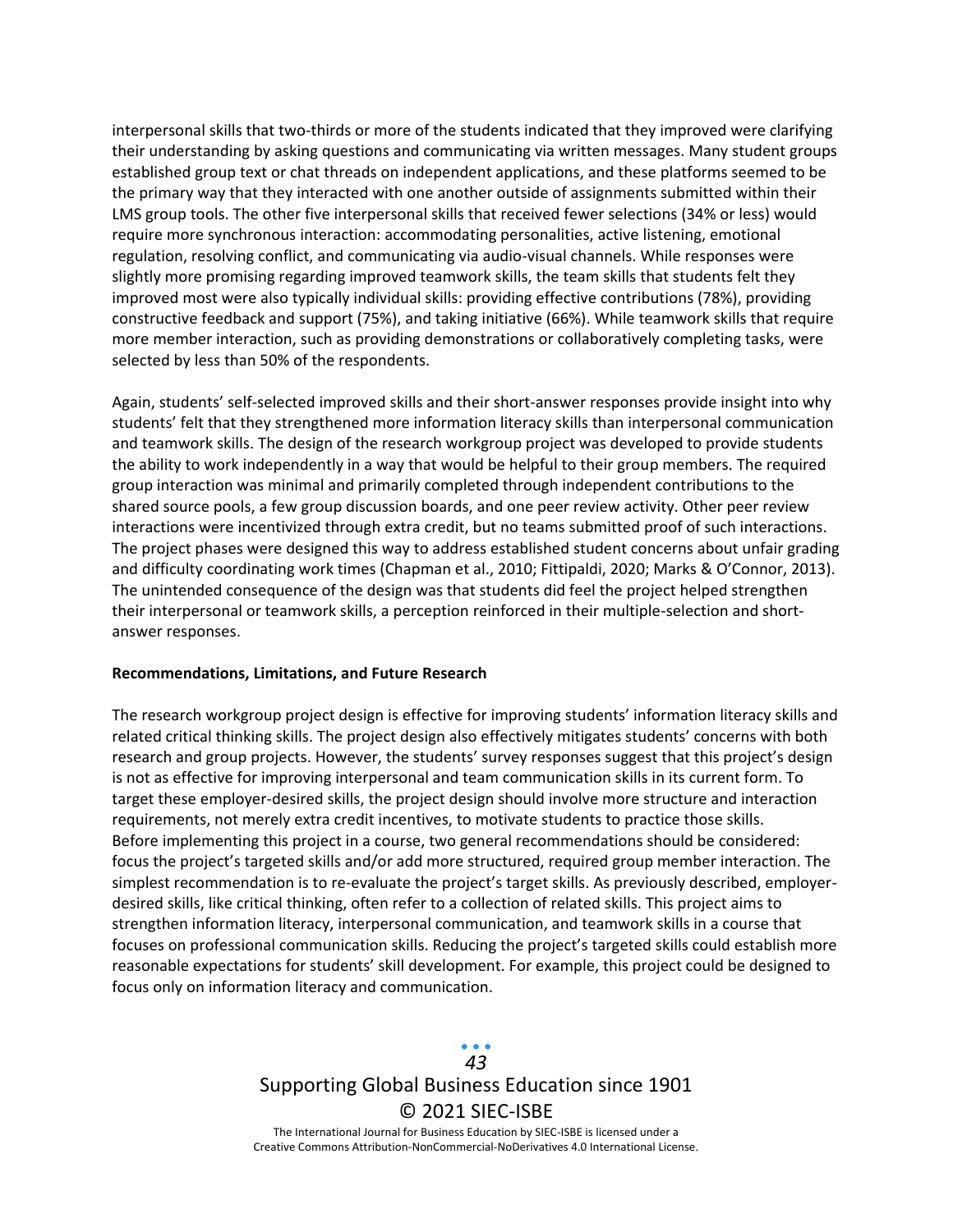interpersonal skills that two-thirds or more of the students indicated that they improved were clarifying their understanding by asking questions and communicating via written messages. Many student groups established group text or chat threads on independent applications, and these platforms seemed to be the primary way that they interacted with one another outside of assignments submitted within their LMS group tools. The other five interpersonal skills that received fewer selections (34% or less) would require more synchronous interaction: accommodating personalities, active listening, emotional regulation, resolving conflict, and communicating via audio-visual channels. While responses were slightly more promising regarding improved teamwork skills, the team skills that students felt they improved most were also typically individual skills: providing effective contributions (78%), providing constructive feedback and support (75%), and taking initiative (66%). While teamwork skills that require more member interaction, such as providing demonstrations or collaboratively completing tasks, were selected by less than 50% of the respondents.

Again, students' self-selected improved skills and their short-answer responses provide insight into why students' felt that they strengthened more information literacy skills than interpersonal communication and teamwork skills. The design of the research workgroup project was developed to provide students the ability to work independently in a way that would be helpful to their group members. The required group interaction was minimal and primarily completed through independent contributions to the shared source pools, a few group discussion boards, and one peer review activity. Other peer review interactions were incentivized through extra credit, but no teams submitted proof of such interactions. The project phases were designed this way to address established student concerns about unfair grading and difficulty coordinating work times (Chapman et al., 2010; Fittipaldi, 2020; Marks & O'Connor, 2013). The unintended consequence of the design was that students did feel the project helped strengthen their interpersonal or teamwork skills, a perception reinforced in their multiple-selection and short-answer responses.

**Recommendations, Limitations, and Future Research**

The research workgroup project design is effective for improving students' information literacy skills and related critical thinking skills. The project design also effectively mitigates students' concerns with both research and group projects. However, the students' survey responses suggest that this project's design is not as effective for improving interpersonal and team communication skills in its current form. To target these employer-desired skills, the project design should involve more structure and interaction requirements, not merely extra credit incentives, to motivate students to practice those skills. Before implementing this project in a course, two general recommendations should be considered: focus the project's targeted skills and/or add more structured, required group member interaction. The simplest recommendation is to re-evaluate the project's target skills. As previously described, employer-desired skills, like critical thinking, often refer to a collection of related skills. This project aims to strengthen information literacy, interpersonal communication, and teamwork skills in a course that focuses on professional communication skills. Reducing the project's targeted skills could establish more reasonable expectations for students' skill development. For example, this project could be designed to focus only on information literacy and communication.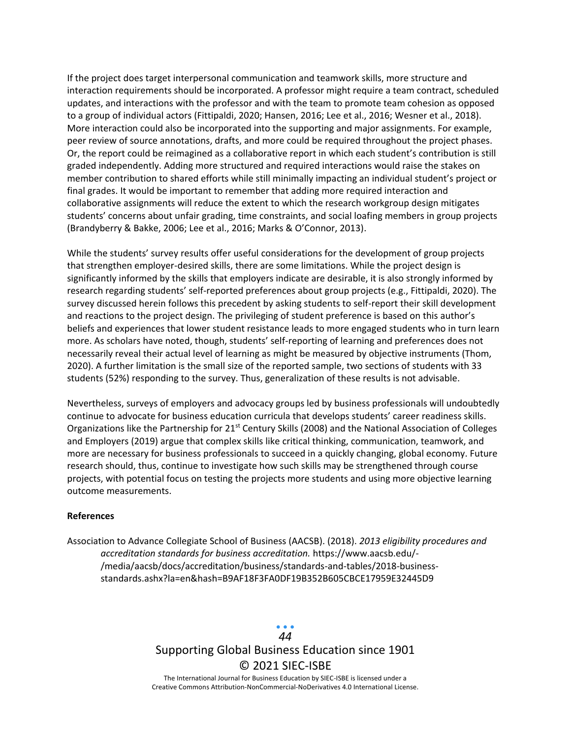If the project does target interpersonal communication and teamwork skills, more structure and interaction requirements should be incorporated. A professor might require a team contract, scheduled updates, and interactions with the professor and with the team to promote team cohesion as opposed to a group of individual actors (Fittipaldi, 2020; Hansen, 2016; Lee et al., 2016; Wesner et al., 2018). More interaction could also be incorporated into the supporting and major assignments. For example, peer review of source annotations, drafts, and more could be required throughout the project phases. Or, the report could be reimagined as a collaborative report in which each student's contribution is still graded independently. Adding more structured and required interactions would raise the stakes on member contribution to shared efforts while still minimally impacting an individual student's project or final grades. It would be important to remember that adding more required interaction and collaborative assignments will reduce the extent to which the research workgroup design mitigates students' concerns about unfair grading, time constraints, and social loafing members in group projects (Brandyberry & Bakke, 2006; Lee et al., 2016; Marks & O'Connor, 2013).

While the students' survey results offer useful considerations for the development of group projects that strengthen employer-desired skills, there are some limitations. While the project design is significantly informed by the skills that employers indicate are desirable, it is also strongly informed by research regarding students' self-reported preferences about group projects (e.g., Fittipaldi, 2020). The survey discussed herein follows this precedent by asking students to self-report their skill development and reactions to the project design. The privileging of student preference is based on this author's beliefs and experiences that lower student resistance leads to more engaged students who in turn learn more. As scholars have noted, though, students' self-reporting of learning and preferences does not necessarily reveal their actual level of learning as might be measured by objective instruments (Thom, 2020). A further limitation is the small size of the reported sample, two sections of students with 33 students (52%) responding to the survey. Thus, generalization of these results is not advisable.

Nevertheless, surveys of employers and advocacy groups led by business professionals will undoubtedly continue to advocate for business education curricula that develops students' career readiness skills. Organizations like the Partnership for 21st Century Skills (2008) and the National Association of Colleges and Employers (2019) argue that complex skills like critical thinking, communication, teamwork, and more are necessary for business professionals to succeed in a quickly changing, global economy. Future research should, thus, continue to investigate how such skills may be strengthened through course projects, with potential focus on testing the projects more students and using more objective learning outcome measurements.

**References**

Association to Advance Collegiate School of Business (AACSB). (2018). *2013 eligibility procedures and accreditation standards for business accreditation.* https://www.aacsb.edu/-/media/aacsb/docs/accreditation/business/standards-and-tables/2018-business-standards.ashx?la=en&hash=B9AF18F3FA0DF19B352B605CBCE17959E32445D9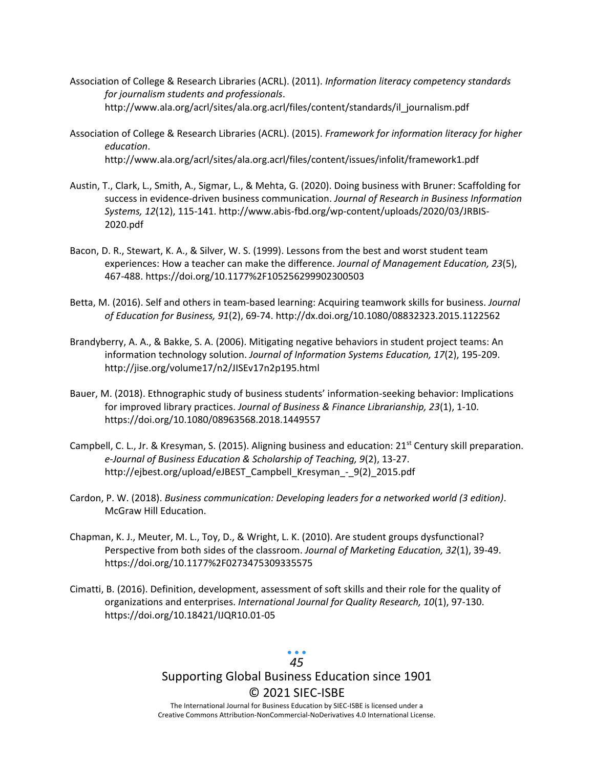Association of College & Research Libraries (ACRL). (2011). *Information literacy competency standards for journalism students and professionals*. http://www.ala.org/acrl/sites/ala.org.acrl/files/content/standards/il_journalism.pdf

Association of College & Research Libraries (ACRL). (2015). *Framework for information literacy for higher education*. http://www.ala.org/acrl/sites/ala.org.acrl/files/content/issues/infolit/framework1.pdf

Austin, T., Clark, L., Smith, A., Sigmar, L., & Mehta, G. (2020). Doing business with Bruner: Scaffolding for success in evidence-driven business communication. *Journal of Research in Business Information Systems, 12*(12), 115-141. http://www.abis-fbd.org/wp-content/uploads/2020/03/JRBIS-2020.pdf

Bacon, D. R., Stewart, K. A., & Silver, W. S. (1999). Lessons from the best and worst student team experiences: How a teacher can make the difference. *Journal of Management Education, 23*(5), 467-488. https://doi.org/10.1177%2F105256299902300503

Betta, M. (2016). Self and others in team-based learning: Acquiring teamwork skills for business. *Journal of Education for Business, 91*(2), 69-74. http://dx.doi.org/10.1080/08832323.2015.1122562

Brandyberry, A. A., & Bakke, S. A. (2006). Mitigating negative behaviors in student project teams: An information technology solution. *Journal of Information Systems Education, 17*(2), 195-209. http://jise.org/volume17/n2/JISEv17n2p195.html

Bauer, M. (2018). Ethnographic study of business students' information-seeking behavior: Implications for improved library practices. *Journal of Business & Finance Librarianship, 23*(1), 1-10. https://doi.org/10.1080/08963568.2018.1449557

Campbell, C. L., Jr. & Kresyman, S. (2015). Aligning business and education: 21st Century skill preparation. *e-Journal of Business Education & Scholarship of Teaching, 9*(2), 13-27. http://ejbest.org/upload/eJBEST_Campbell_Kresyman_-_9(2)_2015.pdf

Cardon, P. W. (2018). *Business communication: Developing leaders for a networked world (3 edition)*. McGraw Hill Education.

Chapman, K. J., Meuter, M. L., Toy, D., & Wright, L. K. (2010). Are student groups dysfunctional? Perspective from both sides of the classroom. *Journal of Marketing Education, 32*(1), 39-49. https://doi.org/10.1177%2F0273475309335575

Cimatti, B. (2016). Definition, development, assessment of soft skills and their role for the quality of organizations and enterprises. *International Journal for Quality Research, 10*(1), 97-130. https://doi.org/10.18421/IJQR10.01-05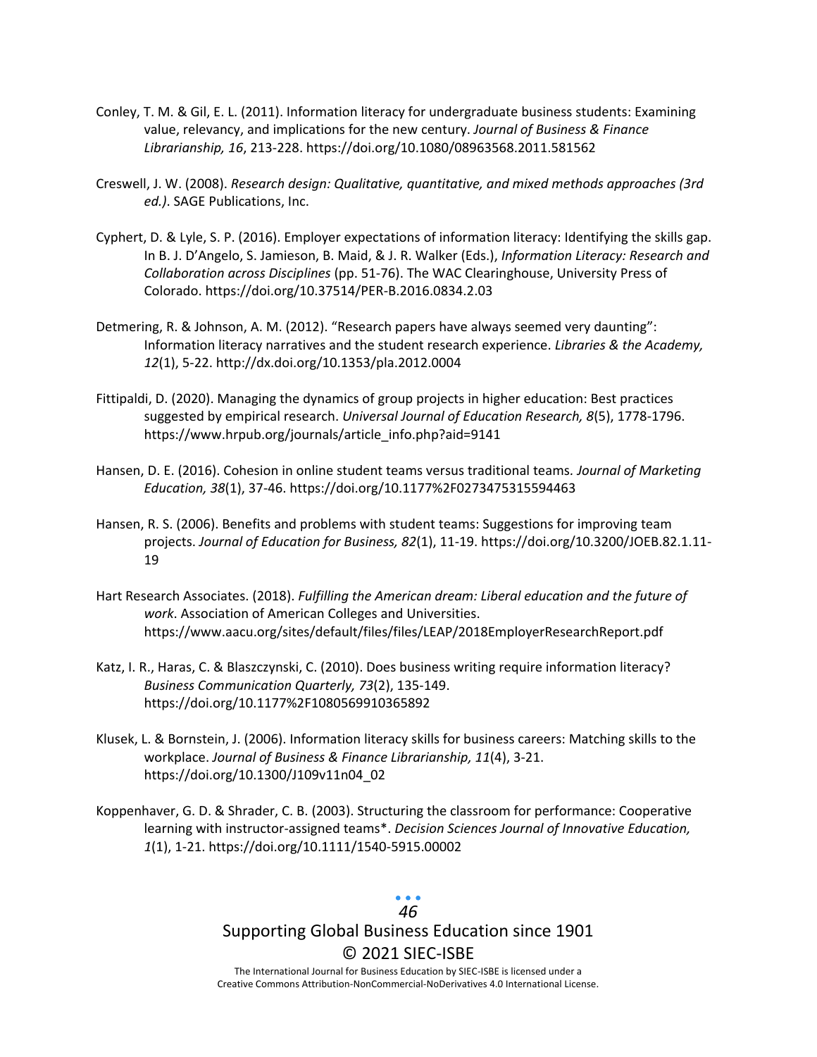Conley, T. M. & Gil, E. L. (2011). Information literacy for undergraduate business students: Examining value, relevancy, and implications for the new century. *Journal of Business & Finance Librarianship, 16*, 213-228. https://doi.org/10.1080/08963568.2011.581562

Creswell, J. W. (2008). *Research design: Qualitative, quantitative, and mixed methods approaches (3rd ed.)*. SAGE Publications, Inc.

Cyphert, D. & Lyle, S. P. (2016). Employer expectations of information literacy: Identifying the skills gap. In B. J. D'Angelo, S. Jamieson, B. Maid, & J. R. Walker (Eds.), *Information Literacy: Research and Collaboration across Disciplines* (pp. 51-76). The WAC Clearinghouse, University Press of Colorado. https://doi.org/10.37514/PER-B.2016.0834.2.03

Detmering, R. & Johnson, A. M. (2012). "Research papers have always seemed very daunting": Information literacy narratives and the student research experience. *Libraries & the Academy, 12*(1), 5-22. http://dx.doi.org/10.1353/pla.2012.0004

Fittipaldi, D. (2020). Managing the dynamics of group projects in higher education: Best practices suggested by empirical research. *Universal Journal of Education Research, 8*(5), 1778-1796. https://www.hrpub.org/journals/article_info.php?aid=9141

Hansen, D. E. (2016). Cohesion in online student teams versus traditional teams. *Journal of Marketing Education, 38*(1), 37-46. https://doi.org/10.1177%2F0273475315594463

Hansen, R. S. (2006). Benefits and problems with student teams: Suggestions for improving team projects. *Journal of Education for Business, 82*(1), 11-19. https://doi.org/10.3200/JOEB.82.1.11-19

Hart Research Associates. (2018). *Fulfilling the American dream: Liberal education and the future of work*. Association of American Colleges and Universities. https://www.aacu.org/sites/default/files/files/LEAP/2018EmployerResearchReport.pdf

Katz, I. R., Haras, C. & Blaszczynski, C. (2010). Does business writing require information literacy? *Business Communication Quarterly, 73*(2), 135-149. https://doi.org/10.1177%2F1080569910365892

Klusek, L. & Bornstein, J. (2006). Information literacy skills for business careers: Matching skills to the workplace. *Journal of Business & Finance Librarianship, 11*(4), 3-21. https://doi.org/10.1300/J109v11n04_02

Koppenhaver, G. D. & Shrader, C. B. (2003). Structuring the classroom for performance: Cooperative learning with instructor-assigned teams*. *Decision Sciences Journal of Innovative Education, 1*(1), 1-21. https://doi.org/10.1111/1540-5915.00002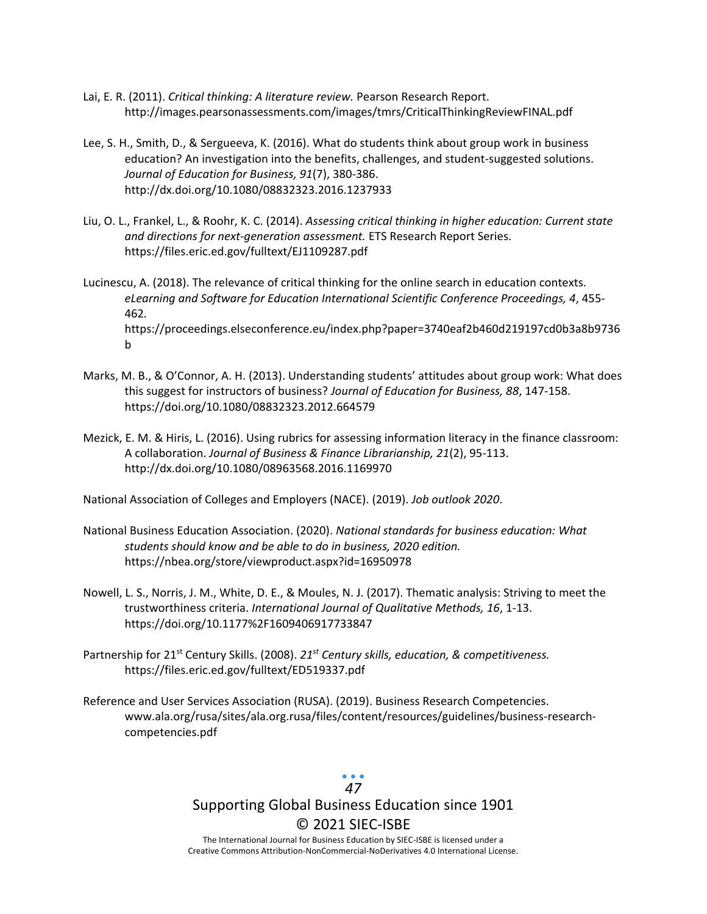Lai, E. R. (2011). *Critical thinking: A literature review.* Pearson Research Report. http://images.pearsonassessments.com/images/tmrs/CriticalThinkingReviewFINAL.pdf

Lee, S. H., Smith, D., & Sergueeva, K. (2016). What do students think about group work in business education? An investigation into the benefits, challenges, and student-suggested solutions. *Journal of Education for Business, 91*(7), 380-386. http://dx.doi.org/10.1080/08832323.2016.1237933

Liu, O. L., Frankel, L., & Roohr, K. C. (2014). *Assessing critical thinking in higher education: Current state and directions for next-generation assessment.* ETS Research Report Series. https://files.eric.ed.gov/fulltext/EJ1109287.pdf

Lucinescu, A. (2018). The relevance of critical thinking for the online search in education contexts. *eLearning and Software for Education International Scientific Conference Proceedings, 4*, 455-462. https://proceedings.elseconference.eu/index.php?paper=3740eaf2b460d219197cd0b3a8b9736b

Marks, M. B., & O'Connor, A. H. (2013). Understanding students' attitudes about group work: What does this suggest for instructors of business? *Journal of Education for Business, 88*, 147-158. https://doi.org/10.1080/08832323.2012.664579

Mezick, E. M. & Hiris, L. (2016). Using rubrics for assessing information literacy in the finance classroom: A collaboration. *Journal of Business & Finance Librarianship, 21*(2), 95-113. http://dx.doi.org/10.1080/08963568.2016.1169970

National Association of Colleges and Employers (NACE). (2019). *Job outlook 2020*.

National Business Education Association. (2020). *National standards for business education: What students should know and be able to do in business, 2020 edition.* https://nbea.org/store/viewproduct.aspx?id=16950978

Nowell, L. S., Norris, J. M., White, D. E., & Moules, N. J. (2017). Thematic analysis: Striving to meet the trustworthiness criteria. *International Journal of Qualitative Methods, 16*, 1-13. https://doi.org/10.1177%2F1609406917733847

Partnership for 21st Century Skills. (2008). *21st Century skills, education, & competitiveness.* https://files.eric.ed.gov/fulltext/ED519337.pdf

Reference and User Services Association (RUSA). (2019). Business Research Competencies. www.ala.org/rusa/sites/ala.org.rusa/files/content/resources/guidelines/business-research-competencies.pdf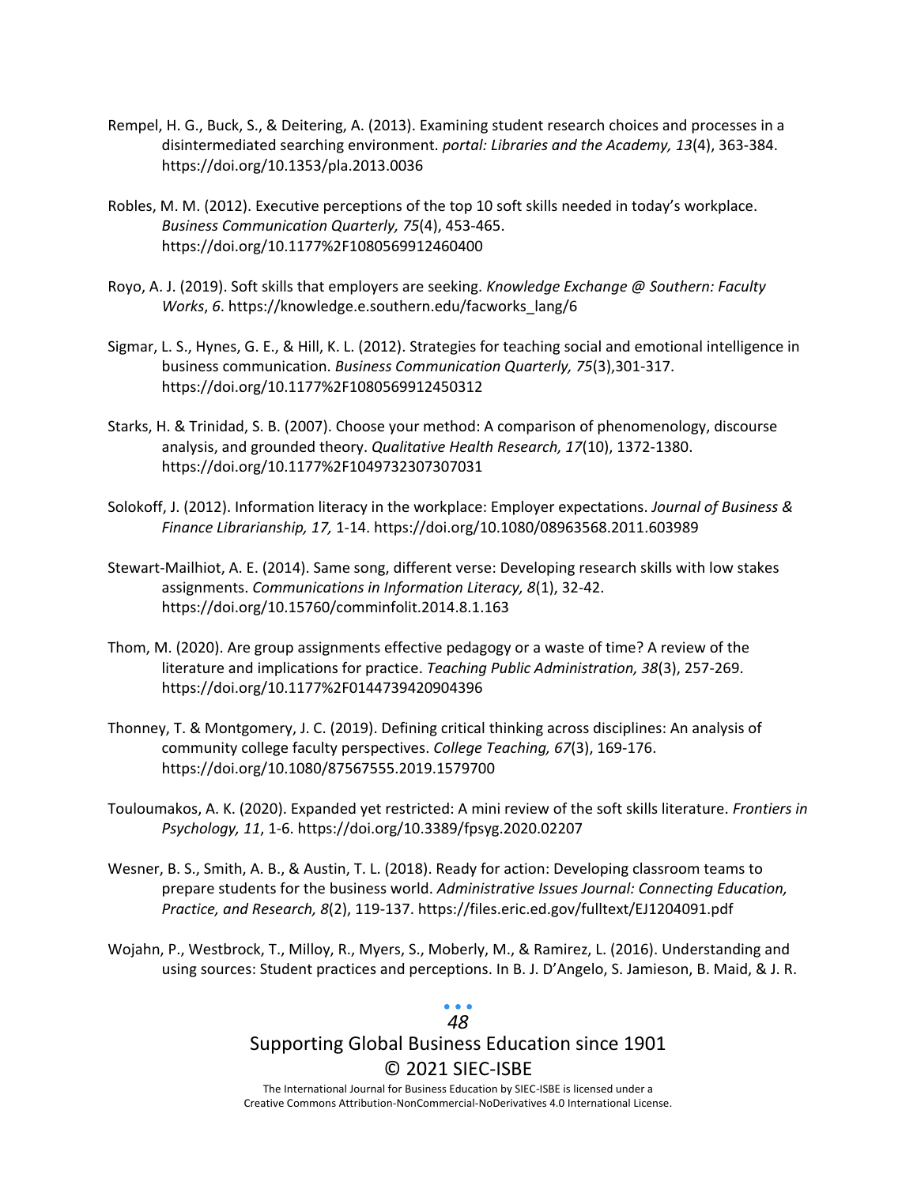Rempel, H. G., Buck, S., & Deitering, A. (2013). Examining student research choices and processes in a disintermediated searching environment. *portal: Libraries and the Academy, 13*(4), 363-384. https://doi.org/10.1353/pla.2013.0036

Robles, M. M. (2012). Executive perceptions of the top 10 soft skills needed in today's workplace. *Business Communication Quarterly, 75*(4), 453-465. https://doi.org/10.1177%2F1080569912460400

Royo, A. J. (2019). Soft skills that employers are seeking. *Knowledge Exchange @ Southern: Faculty Works*, *6*. https://knowledge.e.southern.edu/facworks_lang/6

Sigmar, L. S., Hynes, G. E., & Hill, K. L. (2012). Strategies for teaching social and emotional intelligence in business communication. *Business Communication Quarterly, 75*(3),301-317. https://doi.org/10.1177%2F1080569912450312

Starks, H. & Trinidad, S. B. (2007). Choose your method: A comparison of phenomenology, discourse analysis, and grounded theory. *Qualitative Health Research, 17*(10), 1372-1380. https://doi.org/10.1177%2F1049732307307031

Solokoff, J. (2012). Information literacy in the workplace: Employer expectations. *Journal of Business & Finance Librarianship, 17,* 1-14. https://doi.org/10.1080/08963568.2011.603989

Stewart-Mailhiot, A. E. (2014). Same song, different verse: Developing research skills with low stakes assignments. *Communications in Information Literacy, 8*(1), 32-42. https://doi.org/10.15760/comminfolit.2014.8.1.163

Thom, M. (2020). Are group assignments effective pedagogy or a waste of time? A review of the literature and implications for practice. *Teaching Public Administration, 38*(3), 257-269. https://doi.org/10.1177%2F0144739420904396

Thonney, T. & Montgomery, J. C. (2019). Defining critical thinking across disciplines: An analysis of community college faculty perspectives. *College Teaching, 67*(3), 169-176. https://doi.org/10.1080/87567555.2019.1579700

Touloumakos, A. K. (2020). Expanded yet restricted: A mini review of the soft skills literature. *Frontiers in Psychology, 11*, 1-6. https://doi.org/10.3389/fpsyg.2020.02207

Wesner, B. S., Smith, A. B., & Austin, T. L. (2018). Ready for action: Developing classroom teams to prepare students for the business world. *Administrative Issues Journal: Connecting Education, Practice, and Research, 8*(2), 119-137. https://files.eric.ed.gov/fulltext/EJ1204091.pdf

Wojahn, P., Westbrock, T., Milloy, R., Myers, S., Moberly, M., & Ramirez, L. (2016). Understanding and using sources: Student practices and perceptions. In B. J. D'Angelo, S. Jamieson, B. Maid, & J. R.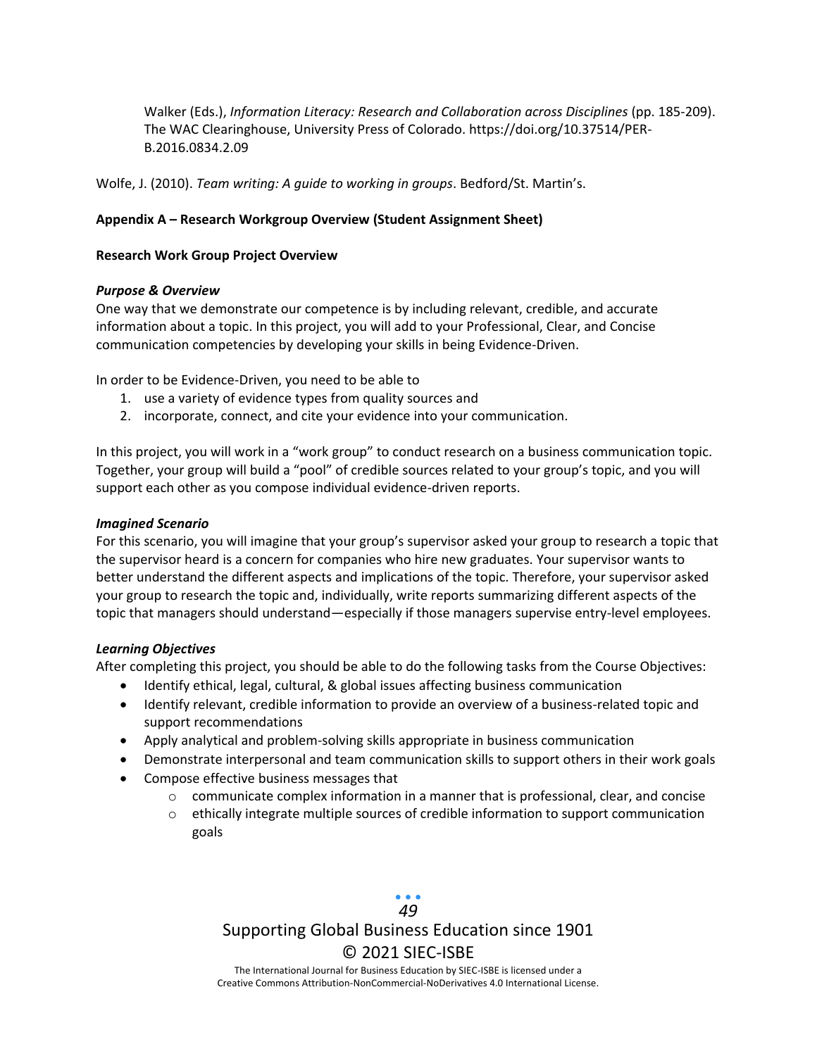Walker (Eds.), *Information Literacy: Research and Collaboration across Disciplines* (pp. 185-209). The WAC Clearinghouse, University Press of Colorado. https://doi.org/10.37514/PER-B.2016.0834.2.09

Wolfe, J. (2010). *Team writing: A guide to working in groups*. Bedford/St. Martin's.

**Appendix A – Research Workgroup Overview (Student Assignment Sheet)**

**Research Work Group Project Overview**

***Purpose & Overview***

One way that we demonstrate our competence is by including relevant, credible, and accurate information about a topic. In this project, you will add to your Professional, Clear, and Concise communication competencies by developing your skills in being Evidence-Driven.

In order to be Evidence-Driven, you need to be able to

1. use a variety of evidence types from quality sources and
2. incorporate, connect, and cite your evidence into your communication.

In this project, you will work in a "work group" to conduct research on a business communication topic. Together, your group will build a "pool" of credible sources related to your group's topic, and you will support each other as you compose individual evidence-driven reports.

***Imagined Scenario***

For this scenario, you will imagine that your group's supervisor asked your group to research a topic that the supervisor heard is a concern for companies who hire new graduates. Your supervisor wants to better understand the different aspects and implications of the topic. Therefore, your supervisor asked your group to research the topic and, individually, write reports summarizing different aspects of the topic that managers should understand—especially if those managers supervise entry-level employees.

***Learning Objectives***

After completing this project, you should be able to do the following tasks from the Course Objectives:

- Identify ethical, legal, cultural, & global issues affecting business communication
- Identify relevant, credible information to provide an overview of a business-related topic and support recommendations
- Apply analytical and problem-solving skills appropriate in business communication
- Demonstrate interpersonal and team communication skills to support others in their work goals
- Compose effective business messages that
    - communicate complex information in a manner that is professional, clear, and concise
    - ethically integrate multiple sources of credible information to support communication goals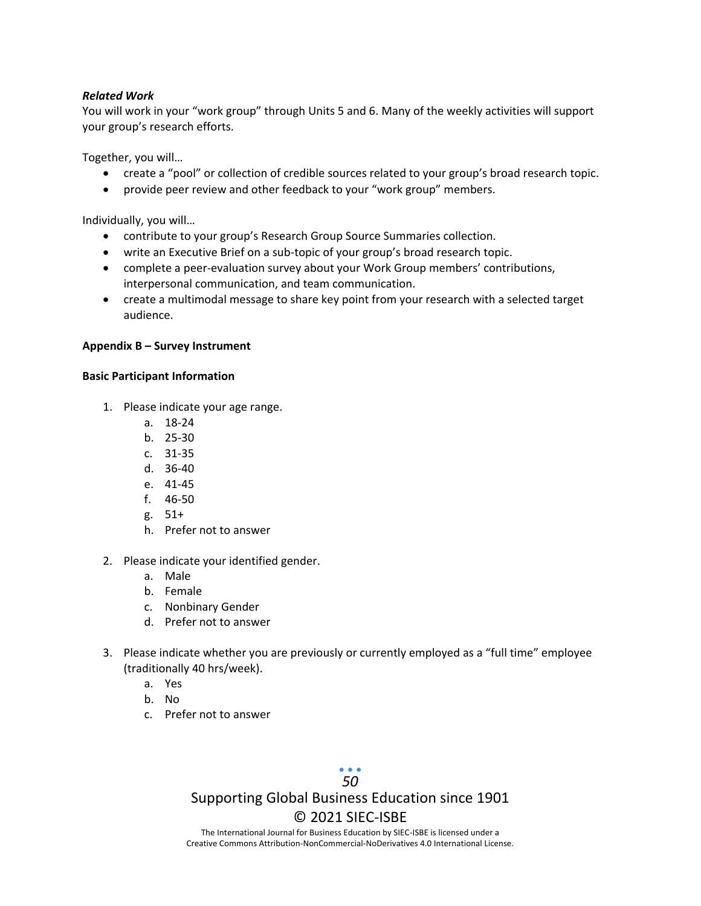***Related Work***
You will work in your "work group" through Units 5 and 6. Many of the weekly activities will support your group's research efforts.

Together, you will…

- create a "pool" or collection of credible sources related to your group's broad research topic.
- provide peer review and other feedback to your "work group" members.

Individually, you will…

- contribute to your group's Research Group Source Summaries collection.
- write an Executive Brief on a sub-topic of your group's broad research topic.
- complete a peer-evaluation survey about your Work Group members' contributions, interpersonal communication, and team communication.
- create a multimodal message to share key point from your research with a selected target audience.

**Appendix B – Survey Instrument**

**Basic Participant Information**

1. Please indicate your age range.
    a. 18-24
    b. 25-30
    c. 31-35
    d. 36-40
    e. 41-45
    f. 46-50
    g. 51+
    h. Prefer not to answer

2. Please indicate your identified gender.
    a. Male
    b. Female
    c. Nonbinary Gender
    d. Prefer not to answer

3. Please indicate whether you are previously or currently employed as a "full time" employee (traditionally 40 hrs/week).
    a. Yes
    b. No
    c. Prefer not to answer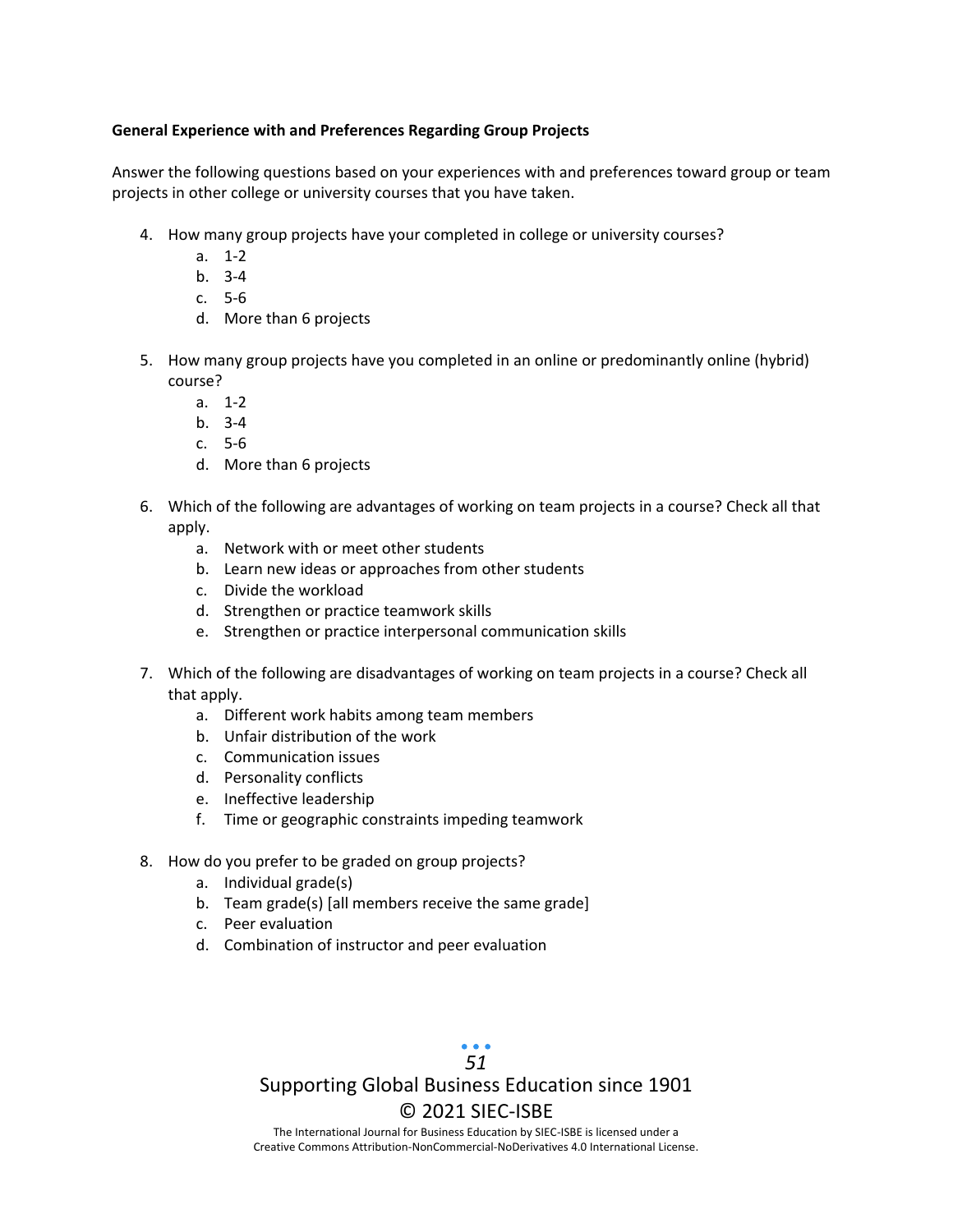**General Experience with and Preferences Regarding Group Projects**

Answer the following questions based on your experiences with and preferences toward group or team projects in other college or university courses that you have taken.

4. How many group projects have your completed in college or university courses?
   a. 1-2
   b. 3-4
   c. 5-6
   d. More than 6 projects

5. How many group projects have you completed in an online or predominantly online (hybrid) course?
   a. 1-2
   b. 3-4
   c. 5-6
   d. More than 6 projects

6. Which of the following are advantages of working on team projects in a course? Check all that apply.
   a. Network with or meet other students
   b. Learn new ideas or approaches from other students
   c. Divide the workload
   d. Strengthen or practice teamwork skills
   e. Strengthen or practice interpersonal communication skills

7. Which of the following are disadvantages of working on team projects in a course? Check all that apply.
   a. Different work habits among team members
   b. Unfair distribution of the work
   c. Communication issues
   d. Personality conflicts
   e. Ineffective leadership
   f. Time or geographic constraints impeding teamwork

8. How do you prefer to be graded on group projects?
   a. Individual grade(s)
   b. Team grade(s) [all members receive the same grade]
   c. Peer evaluation
   d. Combination of instructor and peer evaluation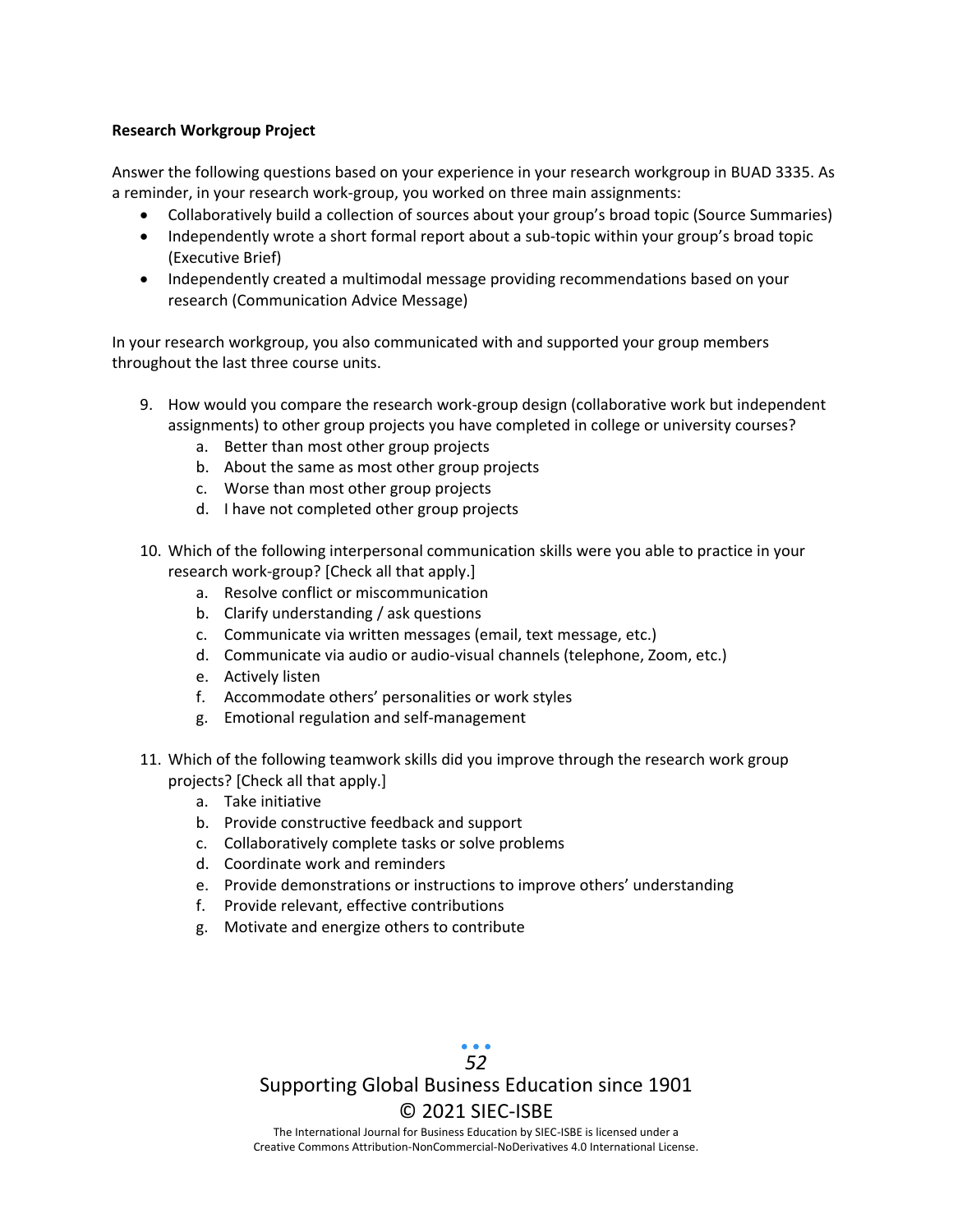**Research Workgroup Project**

Answer the following questions based on your experience in your research workgroup in BUAD 3335. As a reminder, in your research work-group, you worked on three main assignments:

- Collaboratively build a collection of sources about your group's broad topic (Source Summaries)
- Independently wrote a short formal report about a sub-topic within your group's broad topic (Executive Brief)
- Independently created a multimodal message providing recommendations based on your research (Communication Advice Message)

In your research workgroup, you also communicated with and supported your group members throughout the last three course units.

9. How would you compare the research work-group design (collaborative work but independent assignments) to other group projects you have completed in college or university courses?
    a. Better than most other group projects
    b. About the same as most other group projects
    c. Worse than most other group projects
    d. I have not completed other group projects

10. Which of the following interpersonal communication skills were you able to practice in your research work-group? [Check all that apply.]
    a. Resolve conflict or miscommunication
    b. Clarify understanding / ask questions
    c. Communicate via written messages (email, text message, etc.)
    d. Communicate via audio or audio-visual channels (telephone, Zoom, etc.)
    e. Actively listen
    f. Accommodate others' personalities or work styles
    g. Emotional regulation and self-management

11. Which of the following teamwork skills did you improve through the research work group projects? [Check all that apply.]
    a. Take initiative
    b. Provide constructive feedback and support
    c. Collaboratively complete tasks or solve problems
    d. Coordinate work and reminders
    e. Provide demonstrations or instructions to improve others' understanding
    f. Provide relevant, effective contributions
    g. Motivate and energize others to contribute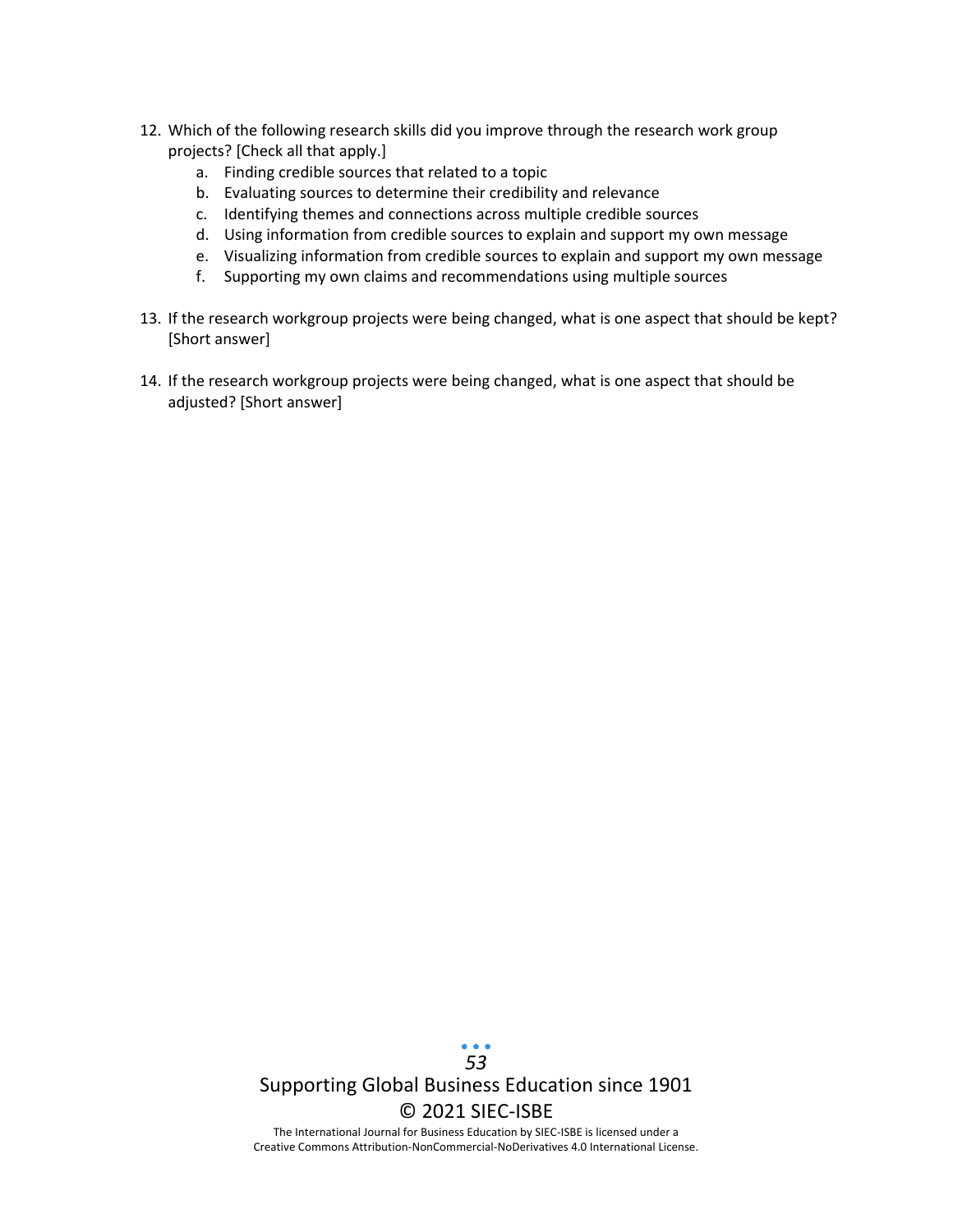12. Which of the following research skills did you improve through the research work group projects? [Check all that apply.]
    a. Finding credible sources that related to a topic
    b. Evaluating sources to determine their credibility and relevance
    c. Identifying themes and connections across multiple credible sources
    d. Using information from credible sources to explain and support my own message
    e. Visualizing information from credible sources to explain and support my own message
    f. Supporting my own claims and recommendations using multiple sources

13. If the research workgroup projects were being changed, what is one aspect that should be kept? [Short answer]

14. If the research workgroup projects were being changed, what is one aspect that should be adjusted? [Short answer]